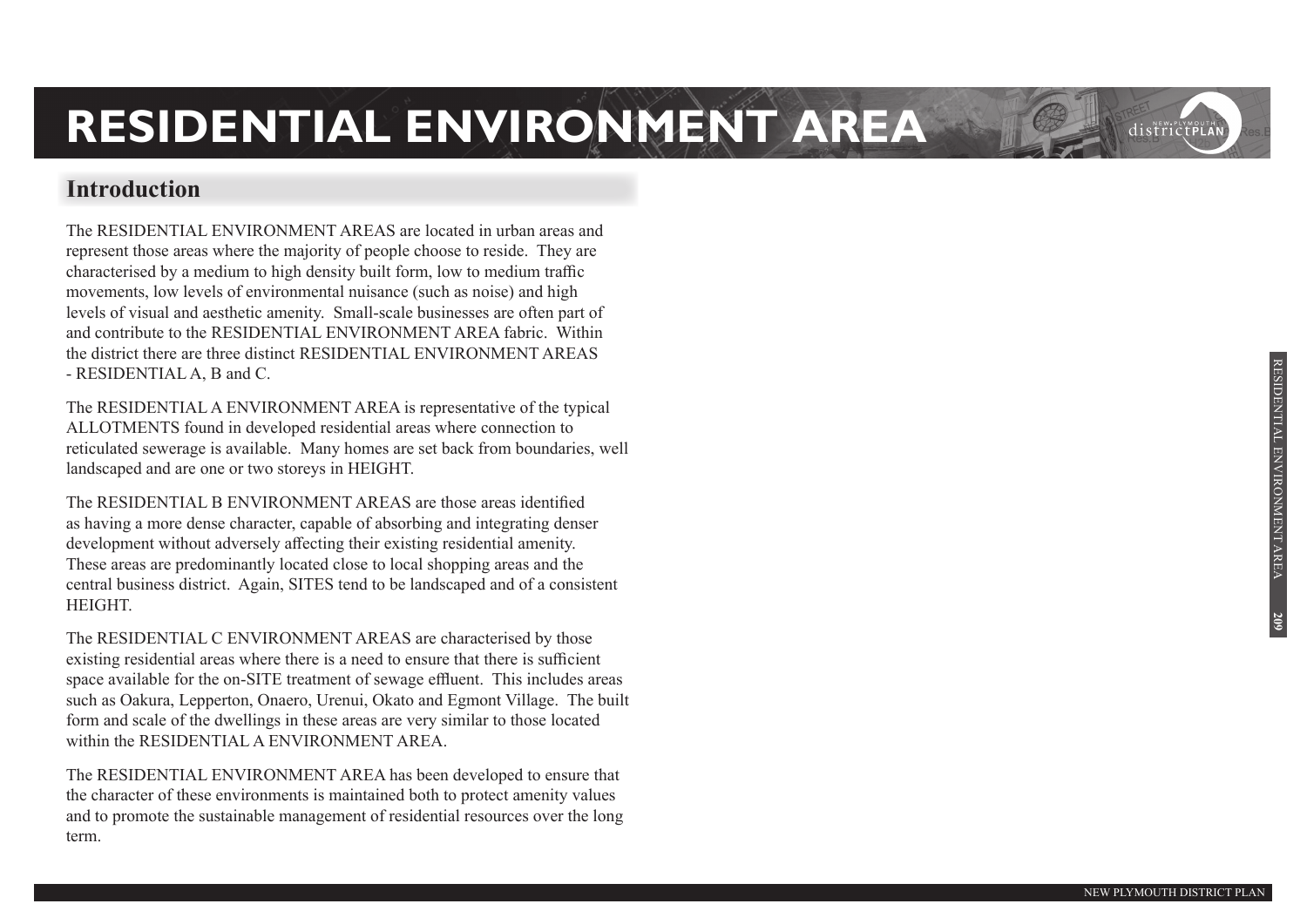# RESIDENTIAL ENVIRONMENT AREA

## Introduction

The RESIDENTIAL ENVIRONMENT AREAS are located in urban areas and represent those areas where the majority of people choose to reside. They are characterised by a medium to high density built form, low to medium traffic movements, low levels of environmental nuisance (such as noise) and high levels of visual and aesthetic amenity. Small-scale businesses are often part of and contribute to the RESIDENTIAL ENVIRONMENT AREA fabric. Within the district there are three distinct RESIDENTIAL ENVIRONMENT AREAS - RESIDENTIAL A, B and C.

The RESIDENTIAL A ENVIRONMENT AREA is representative of the typical ALLOTMENTS found in developed residential areas where connection to reticulated sewerage is available. Many homes are set back from boundaries, well landscaped and are one or two storeys in HEIGHT.

The RESIDENTIAL B ENVIRONMENT AREAS are those areas identified as having a more dense character, capable of absorbing and integrating denser development without adversely affecting their existing residential amenity. These areas are predominantly located close to local shopping areas and the central business district. Again, SITES tend to be landscaped and of a consistent HEIGHT.

The RESIDENTIAL C ENVIRONMENT AREAS are characterised by those existing residential areas where there is a need to ensure that there is sufficient space available for the on-SITE treatment of sewage effluent. This includes areas such as Oakura, Lepperton, Onaero, Urenui, Okato and Egmont Village. The built form and scale of the dwellings in these areas are very similar to those located within the RESIDENTIAL A ENVIRONMENT AREA.

The RESIDENTIAL ENVIRONMENT AREA has been developed to ensure that the character of these environments is maintained both to protect amenity values and to promote the sustainable management of residential resources over the long term.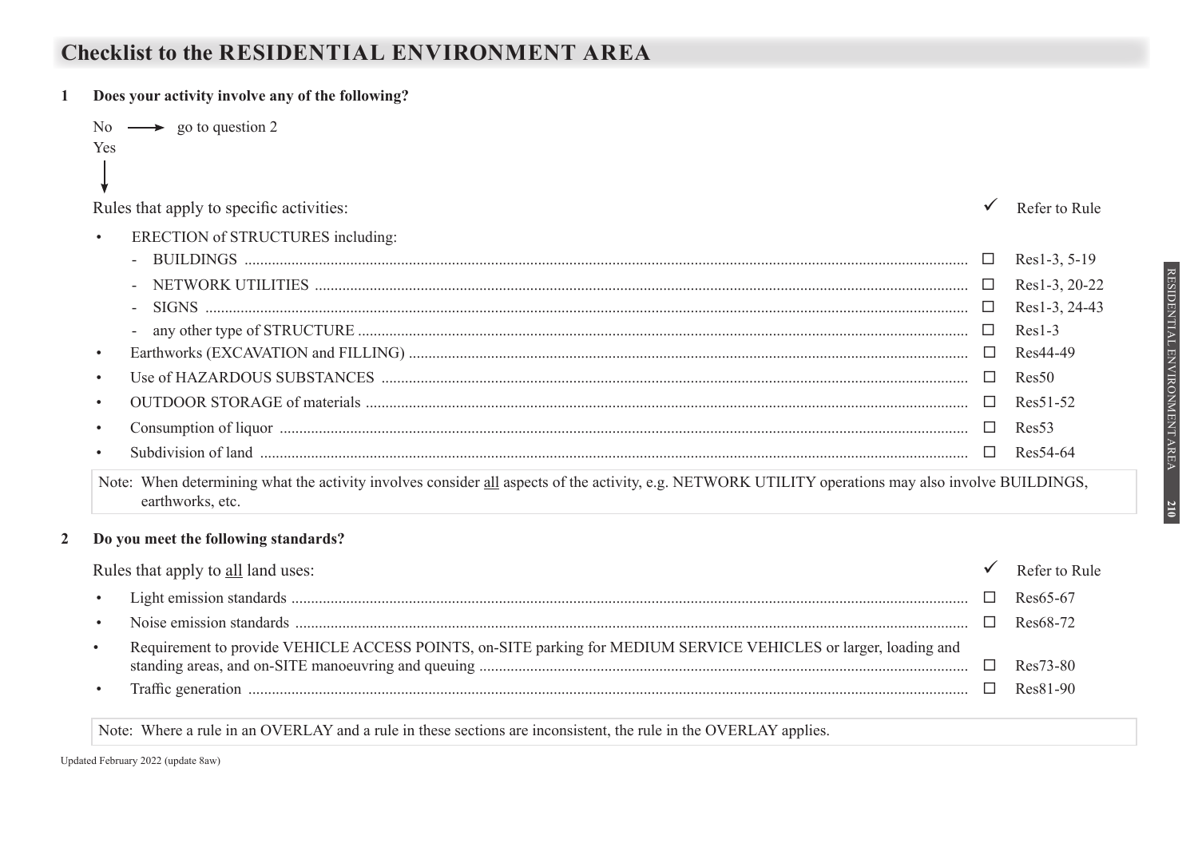# Checklist to the RESIDENTIAL ENVIRONMENT AREA

**1 Does your activity involve any of the following?**

No → go to question 2

Yes ↓

| Rules that apply to specific activities: | ✓ | Refer to Rule |
|---|---|---|
| • ERECTION of STRUCTURES including: | | |
| - BUILDINGS | ☐ | Res1-3, 5-19 |
| - NETWORK UTILITIES | ☐ | Res1-3, 20-22 |
| - SIGNS | ☐ | Res1-3, 24-43 |
| - any other type of STRUCTURE | ☐ | Res1-3 |
| • Earthworks (EXCAVATION and FILLING) | ☐ | Res44-49 |
| • Use of HAZARDOUS SUBSTANCES | ☐ | Res50 |
| • OUTDOOR STORAGE of materials | ☐ | Res51-52 |
| • Consumption of liquor | ☐ | Res53 |
| • Subdivision of land | ☐ | Res54-64 |

Note: When determining what the activity involves consider all aspects of the activity, e.g. NETWORK UTILITY operations may also involve BUILDINGS, earthworks, etc.

**2 Do you meet the following standards?**

| Rules that apply to all land uses: | ✓ | Refer to Rule |
|---|---|---|
| • Light emission standards | ☐ | Res65-67 |
| • Noise emission standards | ☐ | Res68-72 |
| • Requirement to provide VEHICLE ACCESS POINTS, on-SITE parking for MEDIUM SERVICE VEHICLES or larger, loading and standing areas, and on-SITE manoeuvring and queuing | ☐ | Res73-80 |
| • Traffic generation | ☐ | Res81-90 |

Note: Where a rule in an OVERLAY and a rule in these sections are inconsistent, the rule in the OVERLAY applies.

Updated February 2022 (update 8aw)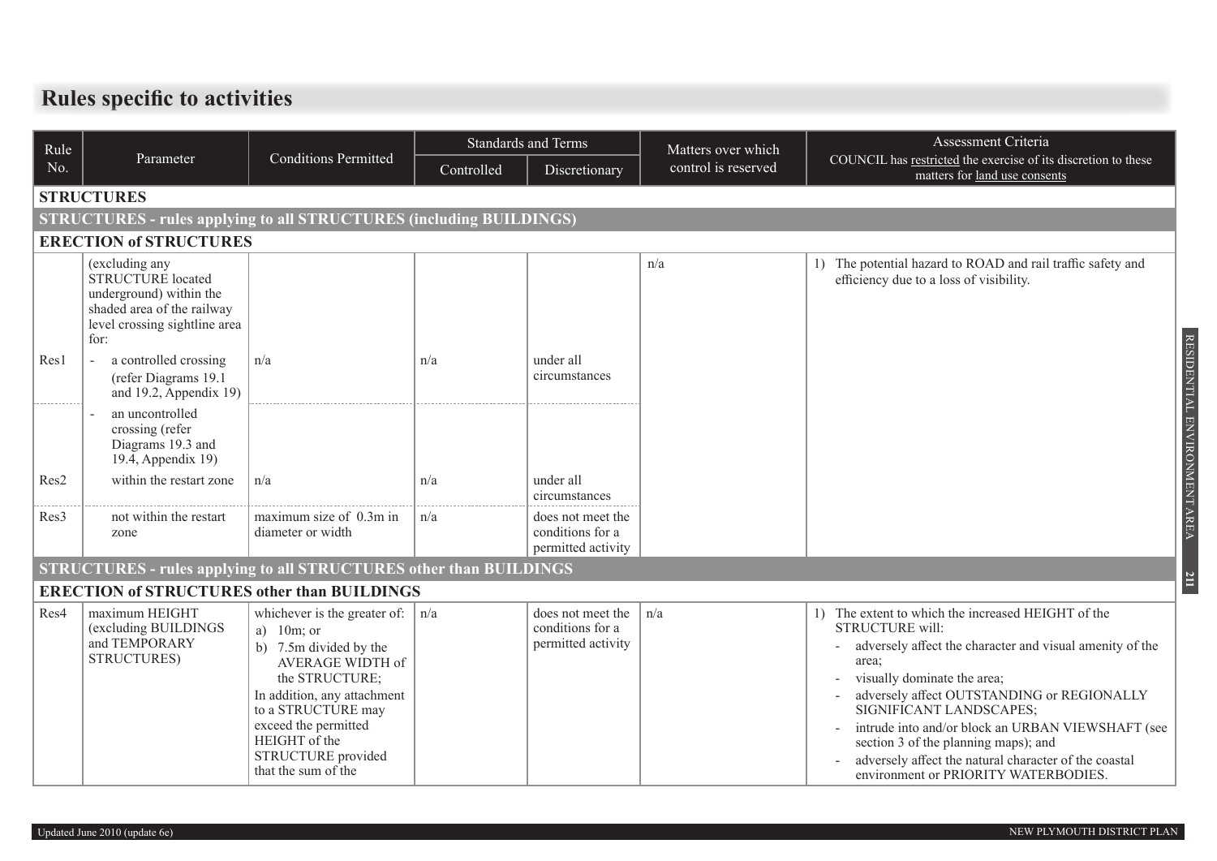## Rules specific to activities

| Rule No. | Parameter | Conditions Permitted | Standards and Terms | | Matters over which control is reserved | Assessment Criteria COUNCIL has restricted the exercise of its discretion to these matters for land use consents |
|---|---|---|---|---|---|---|
| | | | Controlled | Discretionary | | |
| **STRUCTURES** | | | | | | |
| **STRUCTURES - rules applying to all STRUCTURES (including BUILDINGS)** | | | | | | |
| **ERECTION of STRUCTURES** | | | | | | |
| | (excluding any STRUCTURE located underground) within the shaded area of the railway level crossing sightline area for: | | | | n/a | 1) The potential hazard to ROAD and rail traffic safety and efficiency due to a loss of visibility. |
| Res1 | - a controlled crossing (refer Diagrams 19.1 and 19.2, Appendix 19) | n/a | n/a | under all circumstances | | |
| | - an uncontrolled crossing (refer Diagrams 19.3 and 19.4, Appendix 19) | | | | | |
| Res2 | within the restart zone | n/a | n/a | under all circumstances | | |
| Res3 | not within the restart zone | maximum size of 0.3m in diameter or width | n/a | does not meet the conditions for a permitted activity | | |
| **STRUCTURES - rules applying to all STRUCTURES other than BUILDINGS** | | | | | | |
| **ERECTION of STRUCTURES other than BUILDINGS** | | | | | | |
| Res4 | maximum HEIGHT (excluding BUILDINGS and TEMPORARY STRUCTURES) | whichever is the greater of: a) 10m; or b) 7.5m divided by the AVERAGE WIDTH of the STRUCTURE; In addition, any attachment to a STRUCTURE may exceed the permitted HEIGHT of the STRUCTURE provided that the sum of the | n/a | does not meet the conditions for a permitted activity | n/a | 1) The extent to which the increased HEIGHT of the STRUCTURE will: - adversely affect the character and visual amenity of the area; - visually dominate the area; - adversely affect OUTSTANDING or REGIONALLY SIGNIFICANT LANDSCAPES; - intrude into and/or block an URBAN VIEWSHAFT (see section 3 of the planning maps); and - adversely affect the natural character of the coastal environment or PRIORITY WATERBODIES. |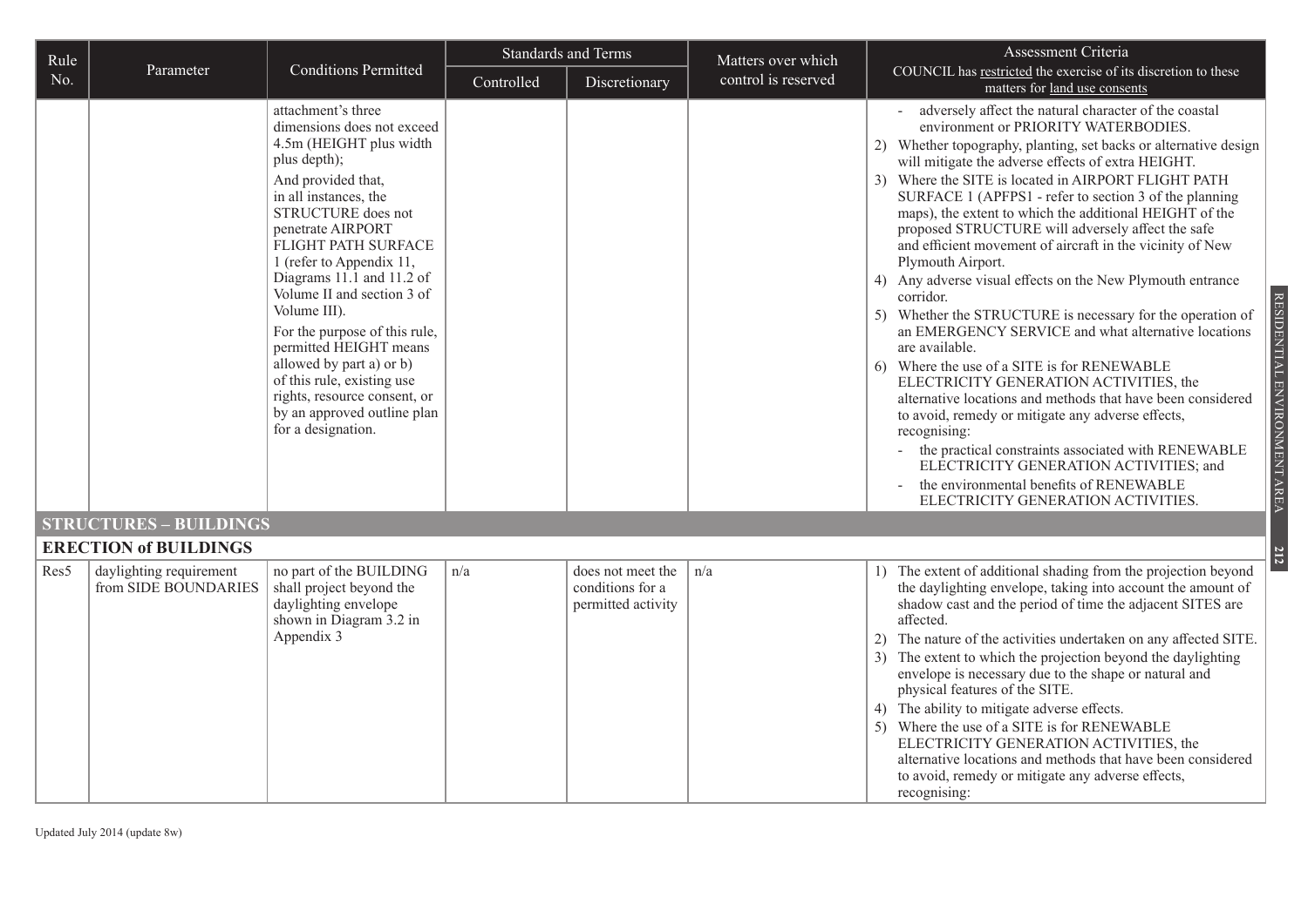| Rule No. | Parameter | Conditions Permitted | Standards and Terms | | Matters over which control is reserved | Assessment Criteria COUNCIL has restricted the exercise of its discretion to these matters for land use consents |
|---|---|---|---|---|---|---|
| | | | Controlled | Discretionary | | |
| | | attachment's three dimensions does not exceed 4.5m (HEIGHT plus width plus depth);<br>And provided that, in all instances, the STRUCTURE does not penetrate AIRPORT FLIGHT PATH SURFACE 1 (refer to Appendix 11, Diagrams 11.1 and 11.2 of Volume II and section 3 of Volume III).<br>For the purpose of this rule, permitted HEIGHT means allowed by part a) or b) of this rule, existing use rights, resource consent, or by an approved outline plan for a designation. | | | | - adversely affect the natural character of the coastal environment or PRIORITY WATERBODIES.<br>2) Whether topography, planting, set backs or alternative design will mitigate the adverse effects of extra HEIGHT.<br>3) Where the SITE is located in AIRPORT FLIGHT PATH SURFACE 1 (APFPS1 - refer to section 3 of the planning maps), the extent to which the additional HEIGHT of the proposed STRUCTURE will adversely affect the safe and efficient movement of aircraft in the vicinity of New Plymouth Airport.<br>4) Any adverse visual effects on the New Plymouth entrance corridor.<br>5) Whether the STRUCTURE is necessary for the operation of an EMERGENCY SERVICE and what alternative locations are available.<br>6) Where the use of a SITE is for RENEWABLE ELECTRICITY GENERATION ACTIVITIES, the alternative locations and methods that have been considered to avoid, remedy or mitigate any adverse effects, recognising:<br>- the practical constraints associated with RENEWABLE ELECTRICITY GENERATION ACTIVITIES; and<br>- the environmental benefits of RENEWABLE ELECTRICITY GENERATION ACTIVITIES. |
| **STRUCTURES – BUILDINGS** | | | | | | |
| **ERECTION of BUILDINGS** | | | | | | |
| Res5 | daylighting requirement from SIDE BOUNDARIES | no part of the BUILDING shall project beyond the daylighting envelope shown in Diagram 3.2 in Appendix 3 | n/a | does not meet the conditions for a permitted activity | n/a | 1) The extent of additional shading from the projection beyond the daylighting envelope, taking into account the amount of shadow cast and the period of time the adjacent SITES are affected.<br>2) The nature of the activities undertaken on any affected SITE.<br>3) The extent to which the projection beyond the daylighting envelope is necessary due to the shape or natural and physical features of the SITE.<br>4) The ability to mitigate adverse effects.<br>5) Where the use of a SITE is for RENEWABLE ELECTRICITY GENERATION ACTIVITIES, the alternative locations and methods that have been considered to avoid, remedy or mitigate any adverse effects, recognising: |

Updated July 2014 (update 8w)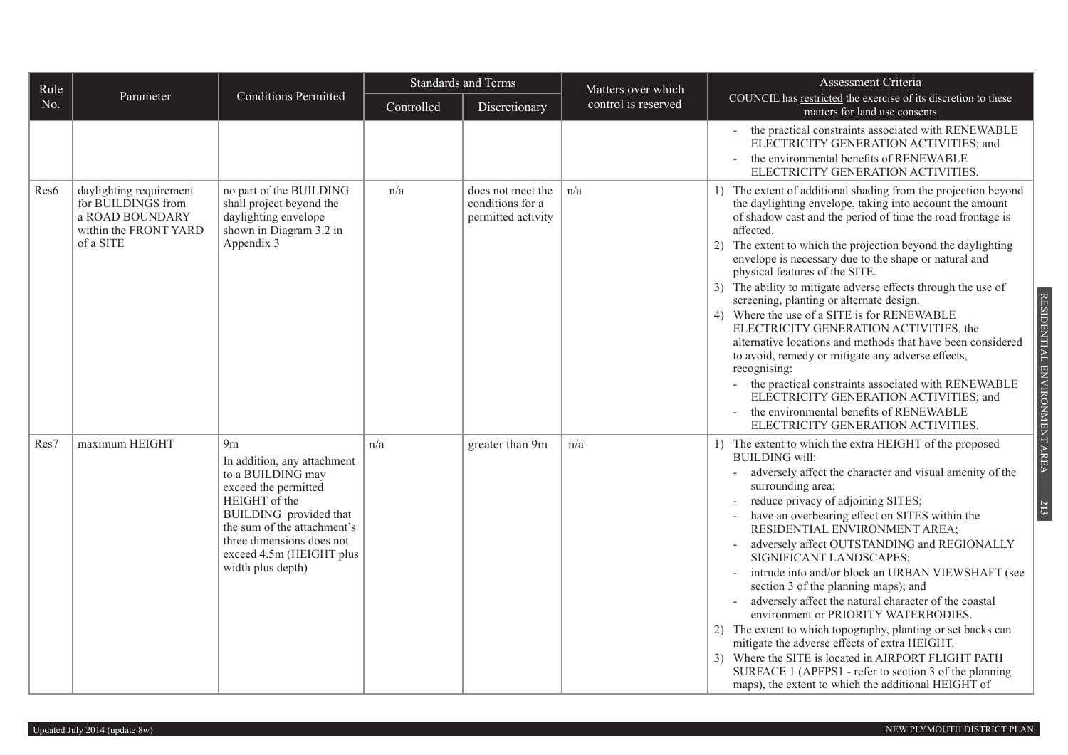| Rule No. | Parameter | Conditions Permitted | Standards and Terms | | Matters over which control is reserved | Assessment Criteria COUNCIL has restricted the exercise of its discretion to these matters for land use consents |
|---|---|---|---|---|---|---|
| | | | Controlled | Discretionary | | |
| | | | | | | - the practical constraints associated with RENEWABLE ELECTRICITY GENERATION ACTIVITIES; and<br>- the environmental benefits of RENEWABLE ELECTRICITY GENERATION ACTIVITIES. |
| Res6 | daylighting requirement for BUILDINGS from a ROAD BOUNDARY within the FRONT YARD of a SITE | no part of the BUILDING shall project beyond the daylighting envelope shown in Diagram 3.2 in Appendix 3 | n/a | does not meet the conditions for a permitted activity | n/a | 1) The extent of additional shading from the projection beyond the daylighting envelope, taking into account the amount of shadow cast and the period of time the road frontage is affected.<br>2) The extent to which the projection beyond the daylighting envelope is necessary due to the shape or natural and physical features of the SITE.<br>3) The ability to mitigate adverse effects through the use of screening, planting or alternate design.<br>4) Where the use of a SITE is for RENEWABLE ELECTRICITY GENERATION ACTIVITIES, the alternative locations and methods that have been considered to avoid, remedy or mitigate any adverse effects, recognising:<br>- the practical constraints associated with RENEWABLE ELECTRICITY GENERATION ACTIVITIES; and<br>- the environmental benefits of RENEWABLE ELECTRICITY GENERATION ACTIVITIES. |
| Res7 | maximum HEIGHT | 9m<br>In addition, any attachment to a BUILDING may exceed the permitted HEIGHT of the BUILDING provided that the sum of the attachment's three dimensions does not exceed 4.5m (HEIGHT plus width plus depth) | n/a | greater than 9m | n/a | 1) The extent to which the extra HEIGHT of the proposed BUILDING will:<br>- adversely affect the character and visual amenity of the surrounding area;<br>- reduce privacy of adjoining SITES;<br>- have an overbearing effect on SITES within the RESIDENTIAL ENVIRONMENT AREA;<br>- adversely affect OUTSTANDING and REGIONALLY SIGNIFICANT LANDSCAPES;<br>- intrude into and/or block an URBAN VIEWSHAFT (see section 3 of the planning maps); and<br>- adversely affect the natural character of the coastal environment or PRIORITY WATERBODIES.<br>2) The extent to which topography, planting or set backs can mitigate the adverse effects of extra HEIGHT.<br>3) Where the SITE is located in AIRPORT FLIGHT PATH SURFACE 1 (APFPS1 - refer to section 3 of the planning maps), the extent to which the additional HEIGHT of |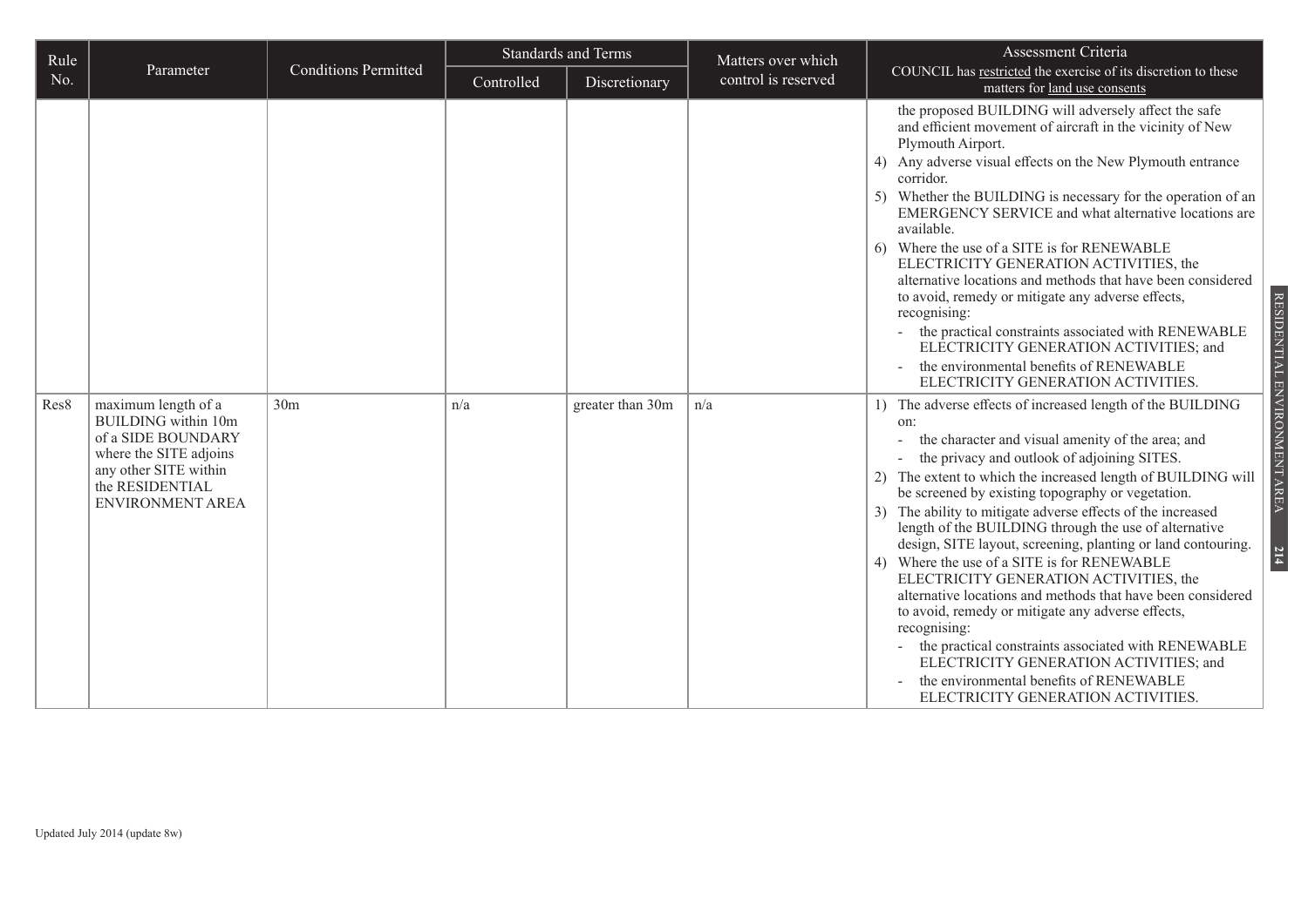| Rule No. | Parameter | Conditions Permitted | Standards and Terms | | Matters over which control is reserved | Assessment Criteria COUNCIL has restricted the exercise of its discretion to these matters for land use consents |
|---|---|---|---|---|---|---|
| | | | Controlled | Discretionary | | |
| | | | | | | the proposed BUILDING will adversely affect the safe and efficient movement of aircraft in the vicinity of New Plymouth Airport.<br>4) Any adverse visual effects on the New Plymouth entrance corridor.<br>5) Whether the BUILDING is necessary for the operation of an EMERGENCY SERVICE and what alternative locations are available.<br>6) Where the use of a SITE is for RENEWABLE ELECTRICITY GENERATION ACTIVITIES, the alternative locations and methods that have been considered to avoid, remedy or mitigate any adverse effects, recognising:<br>- the practical constraints associated with RENEWABLE ELECTRICITY GENERATION ACTIVITIES; and<br>- the environmental benefits of RENEWABLE ELECTRICITY GENERATION ACTIVITIES. |
| Res8 | maximum length of a BUILDING within 10m of a SIDE BOUNDARY where the SITE adjoins any other SITE within the RESIDENTIAL ENVIRONMENT AREA | 30m | n/a | greater than 30m | n/a | 1) The adverse effects of increased length of the BUILDING on:<br>- the character and visual amenity of the area; and<br>- the privacy and outlook of adjoining SITES.<br>2) The extent to which the increased length of BUILDING will be screened by existing topography or vegetation.<br>3) The ability to mitigate adverse effects of the increased length of the BUILDING through the use of alternative design, SITE layout, screening, planting or land contouring.<br>4) Where the use of a SITE is for RENEWABLE ELECTRICITY GENERATION ACTIVITIES, the alternative locations and methods that have been considered to avoid, remedy or mitigate any adverse effects, recognising:<br>- the practical constraints associated with RENEWABLE ELECTRICITY GENERATION ACTIVITIES; and<br>- the environmental benefits of RENEWABLE ELECTRICITY GENERATION ACTIVITIES. |

Updated July 2014 (update 8w)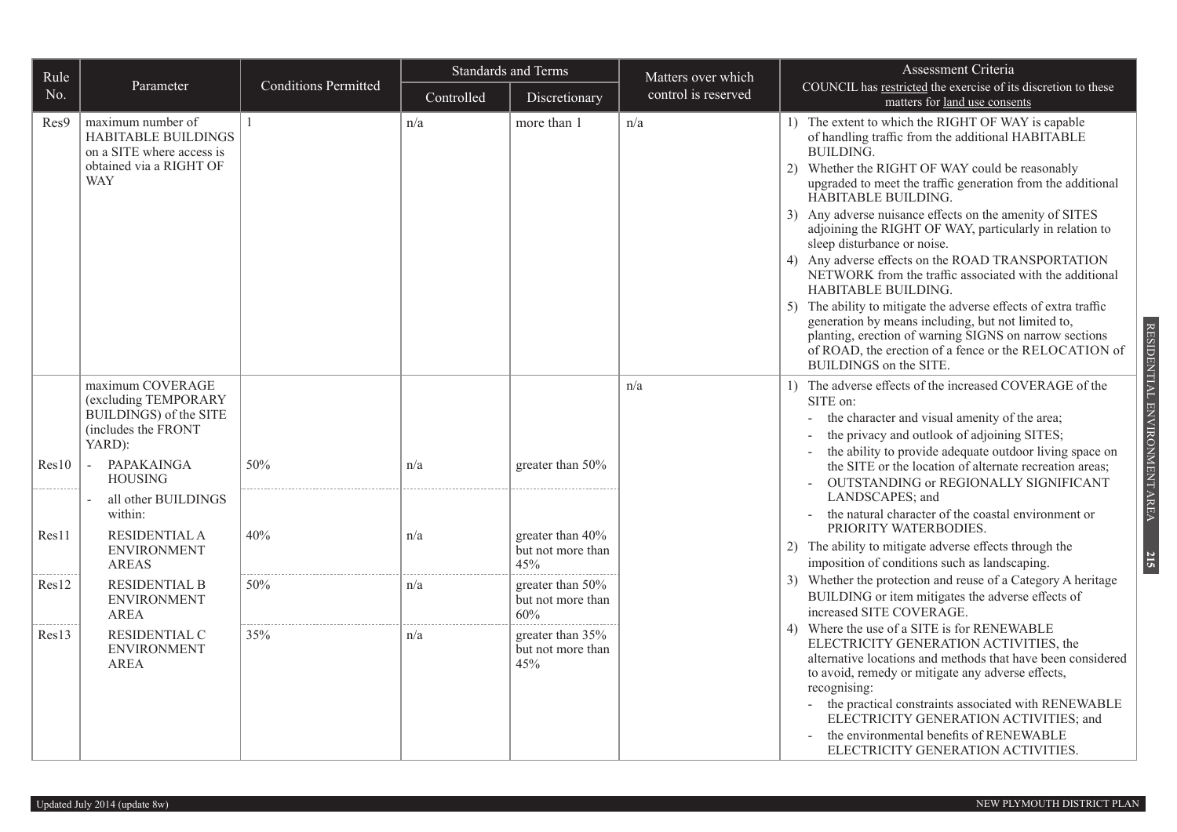| Rule No. | Parameter | Conditions Permitted | Standards and Terms | | Matters over which control is reserved | Assessment Criteria COUNCIL has restricted the exercise of its discretion to these matters for land use consents |
|---|---|---|---|---|---|---|
| | | | Controlled | Discretionary | | |
| Res9 | maximum number of HABITABLE BUILDINGS on a SITE where access is obtained via a RIGHT OF WAY | 1 | n/a | more than 1 | n/a | 1) The extent to which the RIGHT OF WAY is capable of handling traffic from the additional HABITABLE BUILDING.<br>2) Whether the RIGHT OF WAY could be reasonably upgraded to meet the traffic generation from the additional HABITABLE BUILDING.<br>3) Any adverse nuisance effects on the amenity of SITES adjoining the RIGHT OF WAY, particularly in relation to sleep disturbance or noise.<br>4) Any adverse effects on the ROAD TRANSPORTATION NETWORK from the traffic associated with the additional HABITABLE BUILDING.<br>5) The ability to mitigate the adverse effects of extra traffic generation by means including, but not limited to, planting, erection of warning SIGNS on narrow sections of ROAD, the erection of a fence or the RELOCATION of BUILDINGS on the SITE. |
| | maximum COVERAGE (excluding TEMPORARY BUILDINGS) of the SITE (includes the FRONT YARD): | | | | n/a | 1) The adverse effects of the increased COVERAGE of the SITE on:<br>- the character and visual amenity of the area;<br>- the privacy and outlook of adjoining SITES;<br>- the ability to provide adequate outdoor living space on the SITE or the location of alternate recreation areas;<br>- OUTSTANDING or REGIONALLY SIGNIFICANT LANDSCAPES; and<br>- the natural character of the coastal environment or PRIORITY WATERBODIES.<br>2) The ability to mitigate adverse effects through the imposition of conditions such as landscaping.<br>3) Whether the protection and reuse of a Category A heritage BUILDING or item mitigates the adverse effects of increased SITE COVERAGE.<br>4) Where the use of a SITE is for RENEWABLE ELECTRICITY GENERATION ACTIVITIES, the alternative locations and methods that have been considered to avoid, remedy or mitigate any adverse effects, recognising:<br>- the practical constraints associated with RENEWABLE ELECTRICITY GENERATION ACTIVITIES; and<br>- the environmental benefits of RENEWABLE ELECTRICITY GENERATION ACTIVITIES. |
| Res10 | - PAPAKAINGA HOUSING | 50% | n/a | greater than 50% | | |
| | - all other BUILDINGS within: | | | | | |
| Res11 | RESIDENTIAL A ENVIRONMENT AREAS | 40% | n/a | greater than 40% but not more than 45% | | |
| Res12 | RESIDENTIAL B ENVIRONMENT AREA | 50% | n/a | greater than 50% but not more than 60% | | |
| Res13 | RESIDENTIAL C ENVIRONMENT AREA | 35% | n/a | greater than 35% but not more than 45% | | |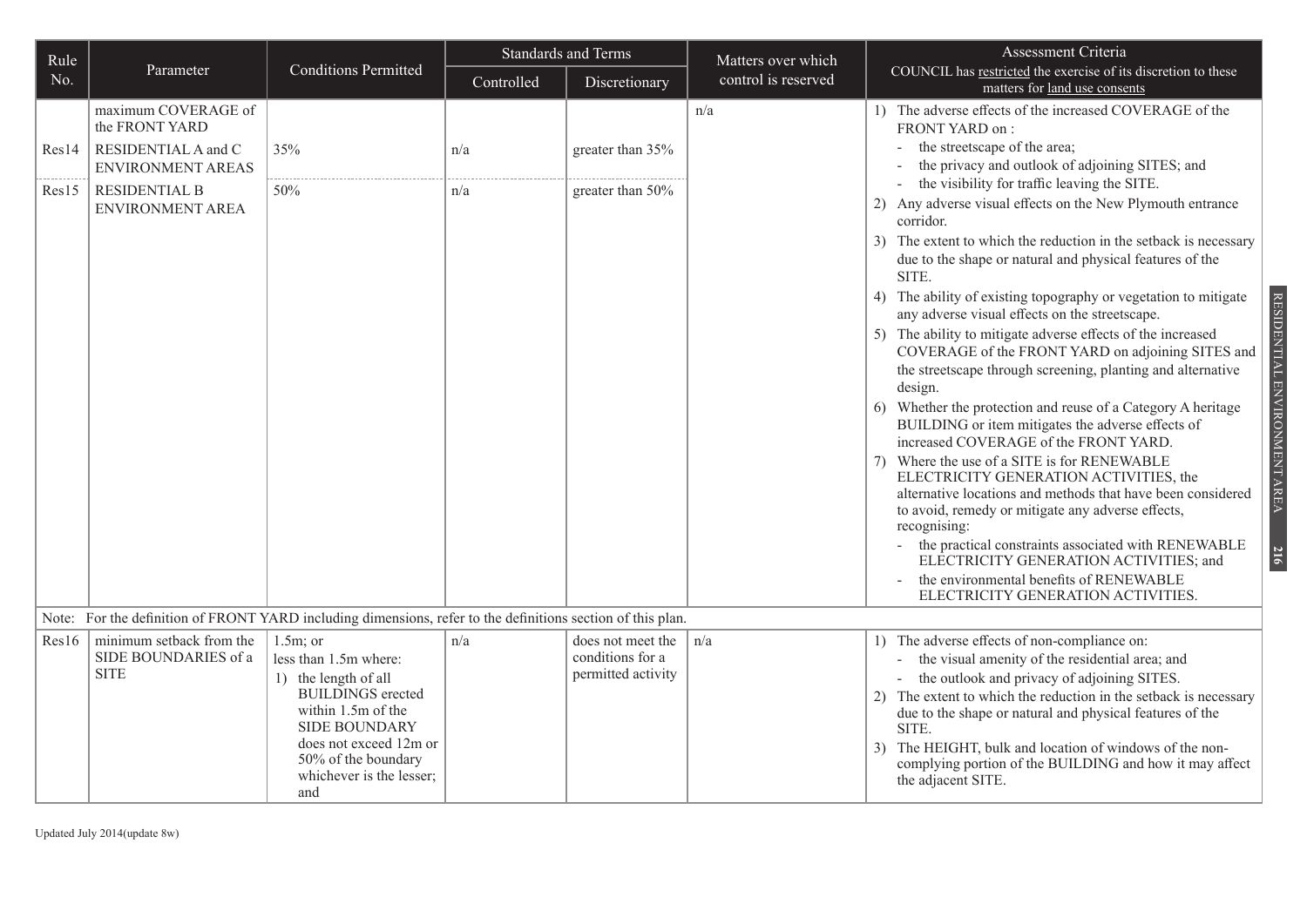| Rule No. | Parameter | Conditions Permitted | Standards and Terms | | Matters over which control is reserved | Assessment Criteria COUNCIL has restricted the exercise of its discretion to these matters for land use consents |
|---|---|---|---|---|---|---|
| | | | Controlled | Discretionary | | |
| | maximum COVERAGE of the FRONT YARD | | | | n/a | 1) The adverse effects of the increased COVERAGE of the FRONT YARD on :<br>- the streetscape of the area;<br>- the privacy and outlook of adjoining SITES; and<br>- the visibility for traffic leaving the SITE.<br>2) Any adverse visual effects on the New Plymouth entrance corridor.<br>3) The extent to which the reduction in the setback is necessary due to the shape or natural and physical features of the SITE.<br>4) The ability of existing topography or vegetation to mitigate any adverse visual effects on the streetscape.<br>5) The ability to mitigate adverse effects of the increased COVERAGE of the FRONT YARD on adjoining SITES and the streetscape through screening, planting and alternative design.<br>6) Whether the protection and reuse of a Category A heritage BUILDING or item mitigates the adverse effects of increased COVERAGE of the FRONT YARD.<br>7) Where the use of a SITE is for RENEWABLE ELECTRICITY GENERATION ACTIVITIES, the alternative locations and methods that have been considered to avoid, remedy or mitigate any adverse effects, recognising:<br>- the practical constraints associated with RENEWABLE ELECTRICITY GENERATION ACTIVITIES; and<br>- the environmental benefits of RENEWABLE ELECTRICITY GENERATION ACTIVITIES. |
| Res14 | RESIDENTIAL A and C ENVIRONMENT AREAS | 35% | n/a | greater than 35% | | |
| Res15 | RESIDENTIAL B ENVIRONMENT AREA | 50% | n/a | greater than 50% | | |
| Note: For the definition of FRONT YARD including dimensions, refer to the definitions section of this plan. | | | | | | |
| Res16 | minimum setback from the SIDE BOUNDARIES of a SITE | 1.5m; or<br>less than 1.5m where:<br>1) the length of all BUILDINGS erected within 1.5m of the SIDE BOUNDARY does not exceed 12m or 50% of the boundary whichever is the lesser; and | n/a | does not meet the conditions for a permitted activity | n/a | 1) The adverse effects of non-compliance on:<br>- the visual amenity of the residential area; and<br>- the outlook and privacy of adjoining SITES.<br>2) The extent to which the reduction in the setback is necessary due to the shape or natural and physical features of the SITE.<br>3) The HEIGHT, bulk and location of windows of the non-complying portion of the BUILDING and how it may affect the adjacent SITE. |

Updated July 2014(update 8w)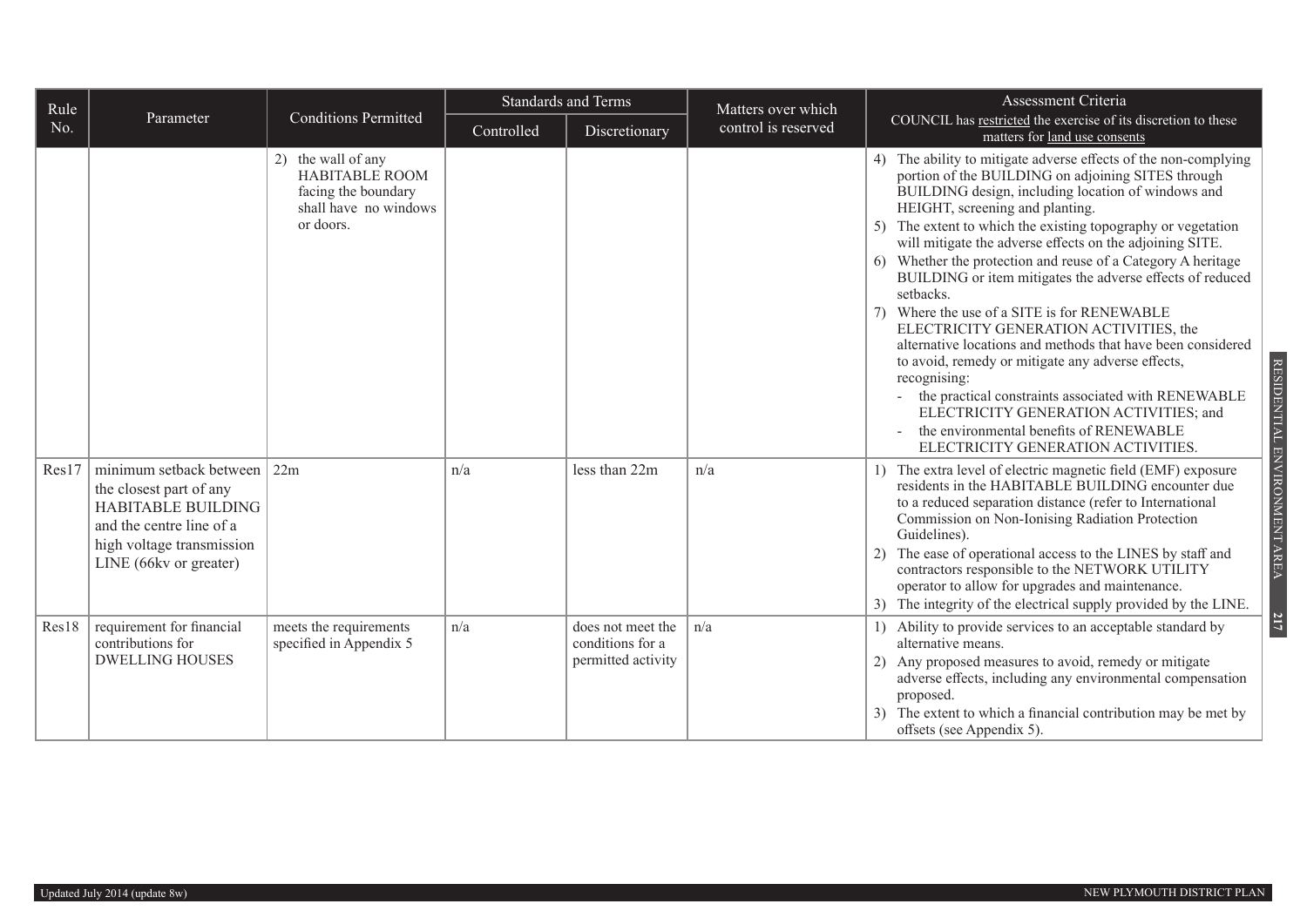| Rule No. | Parameter | Conditions Permitted | Standards and Terms | | Matters over which control is reserved | Assessment Criteria COUNCIL has restricted the exercise of its discretion to these matters for land use consents |
|---|---|---|---|---|---|---|
| | | | Controlled | Discretionary | | |
| | | 2) the wall of any HABITABLE ROOM facing the boundary shall have no windows or doors. | | | | 4) The ability to mitigate adverse effects of the non-complying portion of the BUILDING on adjoining SITES through BUILDING design, including location of windows and HEIGHT, screening and planting. 5) The extent to which the existing topography or vegetation will mitigate the adverse effects on the adjoining SITE. 6) Whether the protection and reuse of a Category A heritage BUILDING or item mitigates the adverse effects of reduced setbacks. 7) Where the use of a SITE is for RENEWABLE ELECTRICITY GENERATION ACTIVITIES, the alternative locations and methods that have been considered to avoid, remedy or mitigate any adverse effects, recognising: - the practical constraints associated with RENEWABLE ELECTRICITY GENERATION ACTIVITIES; and - the environmental benefits of RENEWABLE ELECTRICITY GENERATION ACTIVITIES. |
| Res17 | minimum setback between the closest part of any HABITABLE BUILDING and the centre line of a high voltage transmission LINE (66kv or greater) | 22m | n/a | less than 22m | n/a | 1) The extra level of electric magnetic field (EMF) exposure residents in the HABITABLE BUILDING encounter due to a reduced separation distance (refer to International Commission on Non-Ionising Radiation Protection Guidelines). 2) The ease of operational access to the LINES by staff and contractors responsible to the NETWORK UTILITY operator to allow for upgrades and maintenance. 3) The integrity of the electrical supply provided by the LINE. |
| Res18 | requirement for financial contributions for DWELLING HOUSES | meets the requirements specified in Appendix 5 | n/a | does not meet the conditions for a permitted activity | n/a | 1) Ability to provide services to an acceptable standard by alternative means. 2) Any proposed measures to avoid, remedy or mitigate adverse effects, including any environmental compensation proposed. 3) The extent to which a financial contribution may be met by offsets (see Appendix 5). |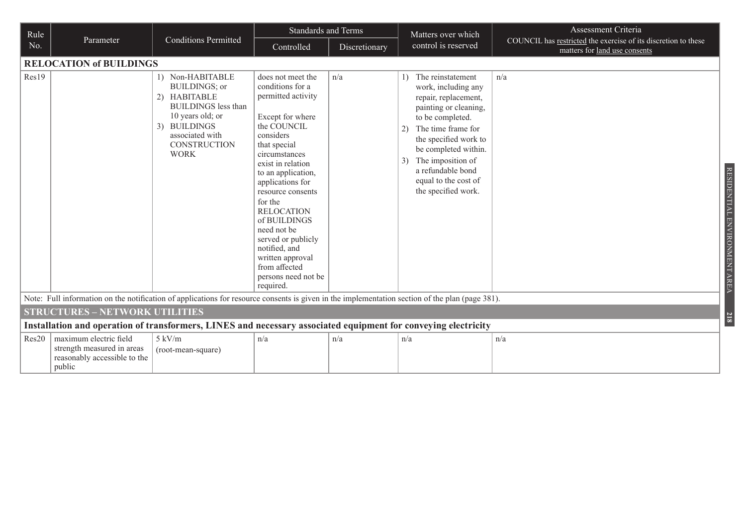| Rule No. | Parameter | Conditions Permitted | Standards and Terms | | Matters over which control is reserved | Assessment Criteria COUNCIL has restricted the exercise of its discretion to these matters for land use consents |
|---|---|---|---|---|---|---|
| | | | Controlled | Discretionary | | |
| **RELOCATION of BUILDINGS** | | | | | | |
| Res19 | | 1) Non-HABITABLE BUILDINGS; or 2) HABITABLE BUILDINGS less than 10 years old; or 3) BUILDINGS associated with CONSTRUCTION WORK | does not meet the conditions for a permitted activity<br><br>Except for where the COUNCIL considers that special circumstances exist in relation to an application, applications for resource consents for the RELOCATION of BUILDINGS need not be served or publicly notified, and written approval from affected persons need not be required. | n/a | 1) The reinstatement work, including any repair, replacement, painting or cleaning, to be completed. 2) The time frame for the specified work to be completed within. 3) The imposition of a refundable bond equal to the cost of the specified work. | n/a |
| Note: Full information on the notification of applications for resource consents is given in the implementation section of the plan (page 381). | | | | | | |
| **STRUCTURES – NETWORK UTILITIES** | | | | | | |
| **Installation and operation of transformers, LINES and necessary associated equipment for conveying electricity** | | | | | | |
| Res20 | maximum electric field strength measured in areas reasonably accessible to the public | 5 kV/m (root-mean-square) | n/a | n/a | n/a | n/a |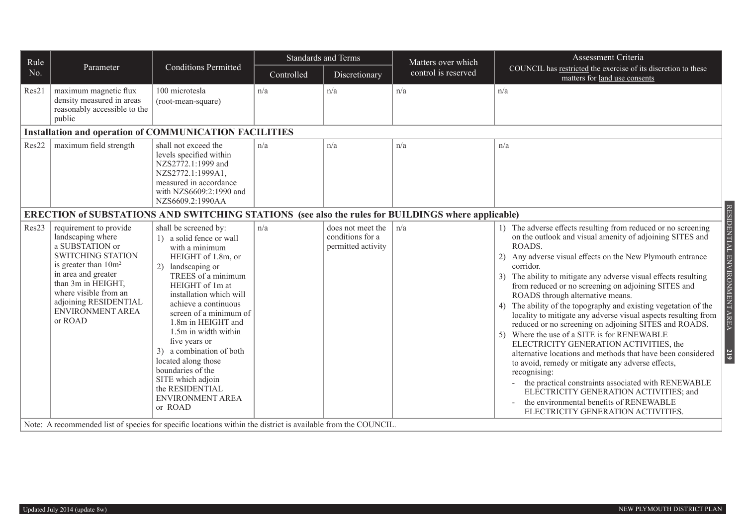| Rule No. | Parameter | Conditions Permitted | Standards and Terms | | Matters over which control is reserved | Assessment Criteria COUNCIL has restricted the exercise of its discretion to these matters for land use consents |
|---|---|---|---|---|---|---|
| | | | Controlled | Discretionary | | |
| Res21 | maximum magnetic flux density measured in areas reasonably accessible to the public | 100 microtesla (root-mean-square) | n/a | n/a | n/a | n/a |
| **Installation and operation of COMMUNICATION FACILITIES** | | | | | | |
| Res22 | maximum field strength | shall not exceed the levels specified within NZS2772.1:1999 and NZS2772.1:1999A1, measured in accordance with NZS6609:2:1990 and NZS6609.2:1990AA | n/a | n/a | n/a | n/a |
| **ERECTION of SUBSTATIONS AND SWITCHING STATIONS (see also the rules for BUILDINGS where applicable)** | | | | | | |
| Res23 | requirement to provide landscaping where a SUBSTATION or SWITCHING STATION is greater than 10m² in area and greater than 3m in HEIGHT, where visible from an adjoining RESIDENTIAL ENVIRONMENT AREA or ROAD | shall be screened by: 1) a solid fence or wall with a minimum HEIGHT of 1.8m, or 2) landscaping or TREES of a minimum HEIGHT of 1m at installation which will achieve a continuous screen of a minimum of 1.8m in HEIGHT and 1.5m in width within five years or 3) a combination of both located along those boundaries of the SITE which adjoin the RESIDENTIAL ENVIRONMENT AREA or ROAD | n/a | does not meet the conditions for a permitted activity | n/a | 1) The adverse effects resulting from reduced or no screening on the outlook and visual amenity of adjoining SITES and ROADS. 2) Any adverse visual effects on the New Plymouth entrance corridor. 3) The ability to mitigate any adverse visual effects resulting from reduced or no screening on adjoining SITES and ROADS through alternative means. 4) The ability of the topography and existing vegetation of the locality to mitigate any adverse visual aspects resulting from reduced or no screening on adjoining SITES and ROADS. 5) Where the use of a SITE is for RENEWABLE ELECTRICITY GENERATION ACTIVITIES, the alternative locations and methods that have been considered to avoid, remedy or mitigate any adverse effects, recognising: - the practical constraints associated with RENEWABLE ELECTRICITY GENERATION ACTIVITIES; and - the environmental benefits of RENEWABLE ELECTRICITY GENERATION ACTIVITIES. |
| Note: A recommended list of species for specific locations within the district is available from the COUNCIL. | | | | | | |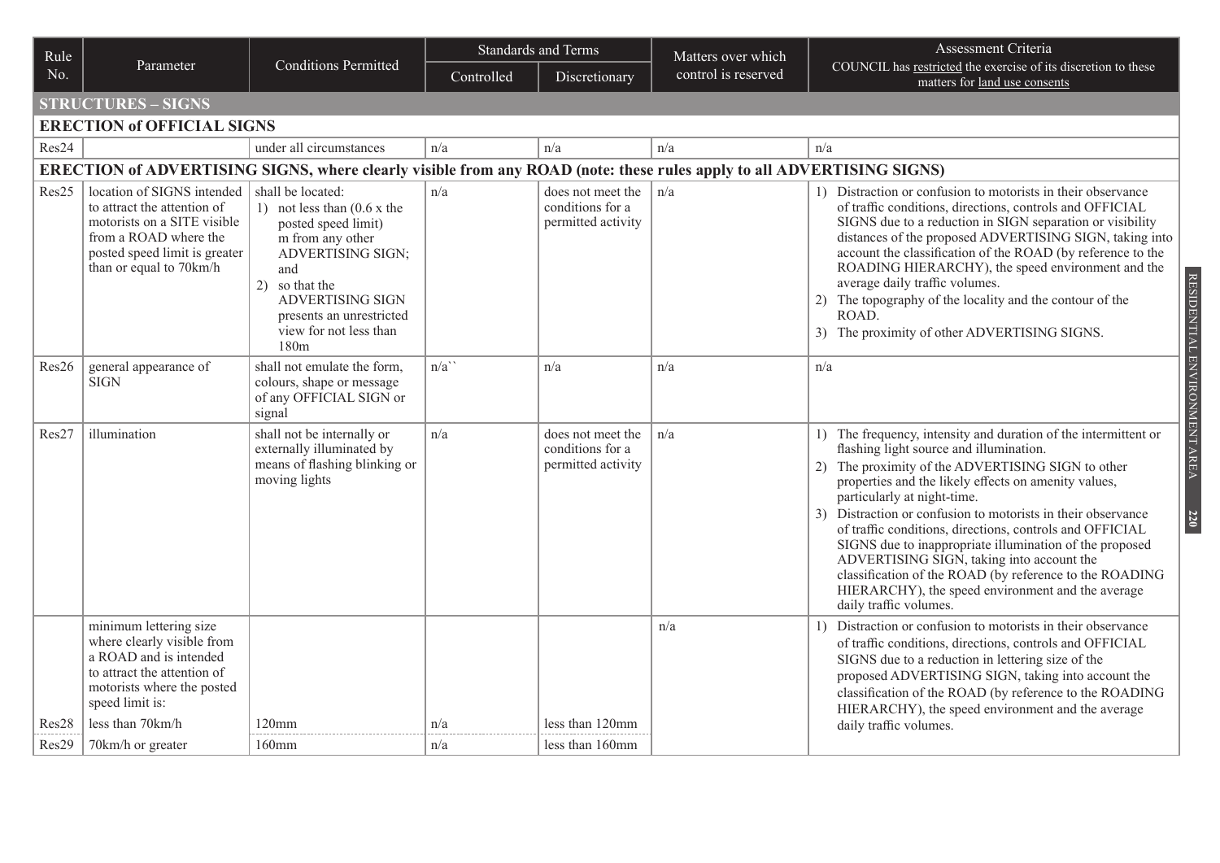| Rule No. | Parameter | Conditions Permitted | Standards and Terms | | Matters over which control is reserved | Assessment Criteria COUNCIL has restricted the exercise of its discretion to these matters for land use consents |
|---|---|---|---|---|---|---|
| | | | Controlled | Discretionary | | |
| **STRUCTURES – SIGNS** | | | | | | |
| **ERECTION of OFFICIAL SIGNS** | | | | | | |
| Res24 | | under all circumstances | n/a | n/a | n/a | n/a |
| **ERECTION of ADVERTISING SIGNS, where clearly visible from any ROAD (note: these rules apply to all ADVERTISING SIGNS)** | | | | | | |
| Res25 | location of SIGNS intended to attract the attention of motorists on a SITE visible from a ROAD where the posted speed limit is greater than or equal to 70km/h | shall be located: 1) not less than (0.6 x the posted speed limit) m from any other ADVERTISING SIGN; and 2) so that the ADVERTISING SIGN presents an unrestricted view for not less than 180m | n/a | does not meet the conditions for a permitted activity | n/a | 1) Distraction or confusion to motorists in their observance of traffic conditions, directions, controls and OFFICIAL SIGNS due to a reduction in SIGN separation or visibility distances of the proposed ADVERTISING SIGN, taking into account the classification of the ROAD (by reference to the ROADING HIERARCHY), the speed environment and the average daily traffic volumes. 2) The topography of the locality and the contour of the ROAD. 3) The proximity of other ADVERTISING SIGNS. |
| Res26 | general appearance of SIGN | shall not emulate the form, colours, shape or message of any OFFICIAL SIGN or signal | n/a`` | n/a | n/a | n/a |
| Res27 | illumination | shall not be internally or externally illuminated by means of flashing blinking or moving lights | n/a | does not meet the conditions for a permitted activity | n/a | 1) The frequency, intensity and duration of the intermittent or flashing light source and illumination. 2) The proximity of the ADVERTISING SIGN to other properties and the likely effects on amenity values, particularly at night-time. 3) Distraction or confusion to motorists in their observance of traffic conditions, directions, controls and OFFICIAL SIGNS due to inappropriate illumination of the proposed ADVERTISING SIGN, taking into account the classification of the ROAD (by reference to the ROADING HIERARCHY), the speed environment and the average daily traffic volumes. |
| | minimum lettering size where clearly visible from a ROAD and is intended to attract the attention of motorists where the posted speed limit is: | | | | n/a | 1) Distraction or confusion to motorists in their observance of traffic conditions, directions, controls and OFFICIAL SIGNS due to a reduction in lettering size of the proposed ADVERTISING SIGN, taking into account the classification of the ROAD (by reference to the ROADING HIERARCHY), the speed environment and the average daily traffic volumes. |
| Res28 | less than 70km/h | 120mm | n/a | less than 120mm | | |
| Res29 | 70km/h or greater | 160mm | n/a | less than 160mm | | |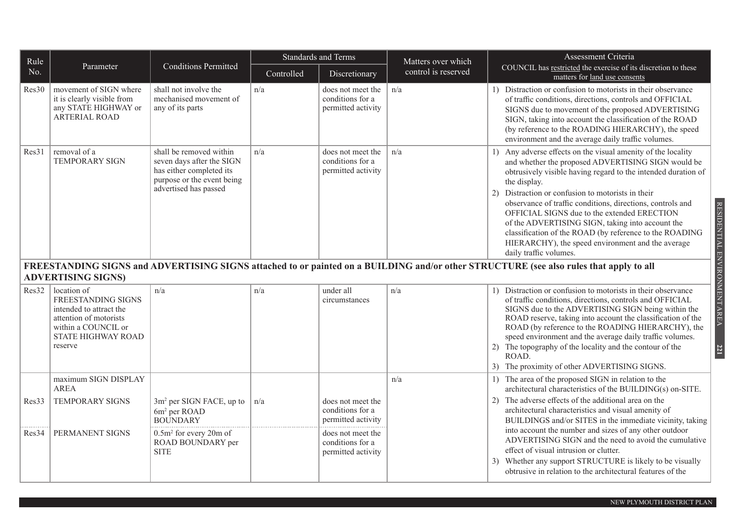| Rule No. | Parameter | Conditions Permitted | Standards and Terms | | Matters over which control is reserved | Assessment Criteria COUNCIL has restricted the exercise of its discretion to these matters for land use consents |
|---|---|---|---|---|---|---|
| | | | Controlled | Discretionary | | |
| Res30 | movement of SIGN where it is clearly visible from any STATE HIGHWAY or ARTERIAL ROAD | shall not involve the mechanised movement of any of its parts | n/a | does not meet the conditions for a permitted activity | n/a | 1) Distraction or confusion to motorists in their observance of traffic conditions, directions, controls and OFFICIAL SIGNS due to movement of the proposed ADVERTISING SIGN, taking into account the classification of the ROAD (by reference to the ROADING HIERARCHY), the speed environment and the average daily traffic volumes. |
| Res31 | removal of a TEMPORARY SIGN | shall be removed within seven days after the SIGN has either completed its purpose or the event being advertised has passed | n/a | does not meet the conditions for a permitted activity | n/a | 1) Any adverse effects on the visual amenity of the locality and whether the proposed ADVERTISING SIGN would be obtrusively visible having regard to the intended duration of the display. 2) Distraction or confusion to motorists in their observance of traffic conditions, directions, controls and OFFICIAL SIGNS due to the extended ERECTION of the ADVERTISING SIGN, taking into account the classification of the ROAD (by reference to the ROADING HIERARCHY), the speed environment and the average daily traffic volumes. |
| **FREESTANDING SIGNS and ADVERTISING SIGNS attached to or painted on a BUILDING and/or other STRUCTURE (see also rules that apply to all ADVERTISING SIGNS)** | | | | | | |
| Res32 | location of FREESTANDING SIGNS intended to attract the attention of motorists within a COUNCIL or STATE HIGHWAY ROAD reserve | n/a | n/a | under all circumstances | n/a | 1) Distraction or confusion to motorists in their observance of traffic conditions, directions, controls and OFFICIAL SIGNS due to the ADVERTISING SIGN being within the ROAD reserve, taking into account the classification of the ROAD (by reference to the ROADING HIERARCHY), the speed environment and the average daily traffic volumes. 2) The topography of the locality and the contour of the ROAD. 3) The proximity of other ADVERTISING SIGNS. |
| | maximum SIGN DISPLAY AREA | | | | n/a | 1) The area of the proposed SIGN in relation to the architectural characteristics of the BUILDING(s) on-SITE. 2) The adverse effects of the additional area on the architectural characteristics and visual amenity of BUILDINGS and/or SITES in the immediate vicinity, taking into account the number and sizes of any other outdoor ADVERTISING SIGN and the need to avoid the cumulative effect of visual intrusion or clutter. 3) Whether any support STRUCTURE is likely to be visually obtrusive in relation to the architectural features of the |
| Res33 | TEMPORARY SIGNS | $3m^2$ per SIGN FACE, up to $6m^2$ per ROAD BOUNDARY | n/a | does not meet the conditions for a permitted activity | | |
| Res34 | PERMANENT SIGNS | $0.5m^2$ for every 20m of ROAD BOUNDARY per SITE | | does not meet the conditions for a permitted activity | | |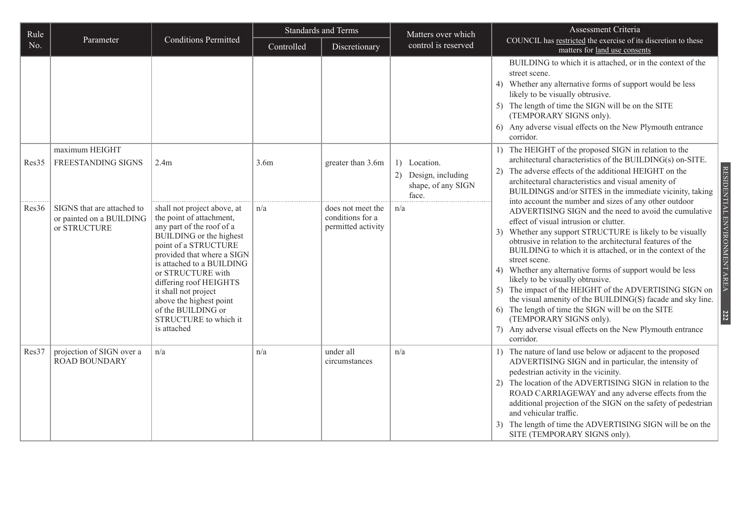| Rule No. | Parameter | Conditions Permitted | Standards and Terms | | Matters over which control is reserved | Assessment Criteria COUNCIL has restricted the exercise of its discretion to these matters for land use consents |
|---|---|---|---|---|---|---|
| | | | Controlled | Discretionary | | |
| | | | | | | BUILDING to which it is attached, or in the context of the street scene. 4) Whether any alternative forms of support would be less likely to be visually obtrusive. 5) The length of time the SIGN will be on the SITE (TEMPORARY SIGNS only). 6) Any adverse visual effects on the New Plymouth entrance corridor. |
| Res35 | maximum HEIGHT FREESTANDING SIGNS | 2.4m | 3.6m | greater than 3.6m | 1) Location. 2) Design, including shape, of any SIGN face. | 1) The HEIGHT of the proposed SIGN in relation to the architectural characteristics of the BUILDING(s) on-SITE. 2) The adverse effects of the additional HEIGHT on the architectural characteristics and visual amenity of BUILDINGS and/or SITES in the immediate vicinity, taking into account the number and sizes of any other outdoor ADVERTISING SIGN and the need to avoid the cumulative effect of visual intrusion or clutter. 3) Whether any support STRUCTURE is likely to be visually obtrusive in relation to the architectural features of the BUILDING to which it is attached, or in the context of the street scene. 4) Whether any alternative forms of support would be less likely to be visually obtrusive. 5) The impact of the HEIGHT of the ADVERTISING SIGN on the visual amenity of the BUILDING(S) facade and sky line. 6) The length of time the SIGN will be on the SITE (TEMPORARY SIGNS only). 7) Any adverse visual effects on the New Plymouth entrance corridor. |
| Res36 | SIGNS that are attached to or painted on a BUILDING or STRUCTURE | shall not project above, at the point of attachment, any part of the roof of a BUILDING or the highest point of a STRUCTURE provided that where a SIGN is attached to a BUILDING or STRUCTURE with differing roof HEIGHTS it shall not project above the highest point of the BUILDING or STRUCTURE to which it is attached | n/a | does not meet the conditions for a permitted activity | n/a | |
| Res37 | projection of SIGN over a ROAD BOUNDARY | n/a | n/a | under all circumstances | n/a | 1) The nature of land use below or adjacent to the proposed ADVERTISING SIGN and in particular, the intensity of pedestrian activity in the vicinity. 2) The location of the ADVERTISING SIGN in relation to the ROAD CARRIAGEWAY and any adverse effects from the additional projection of the SIGN on the safety of pedestrian and vehicular traffic. 3) The length of time the ADVERTISING SIGN will be on the SITE (TEMPORARY SIGNS only). |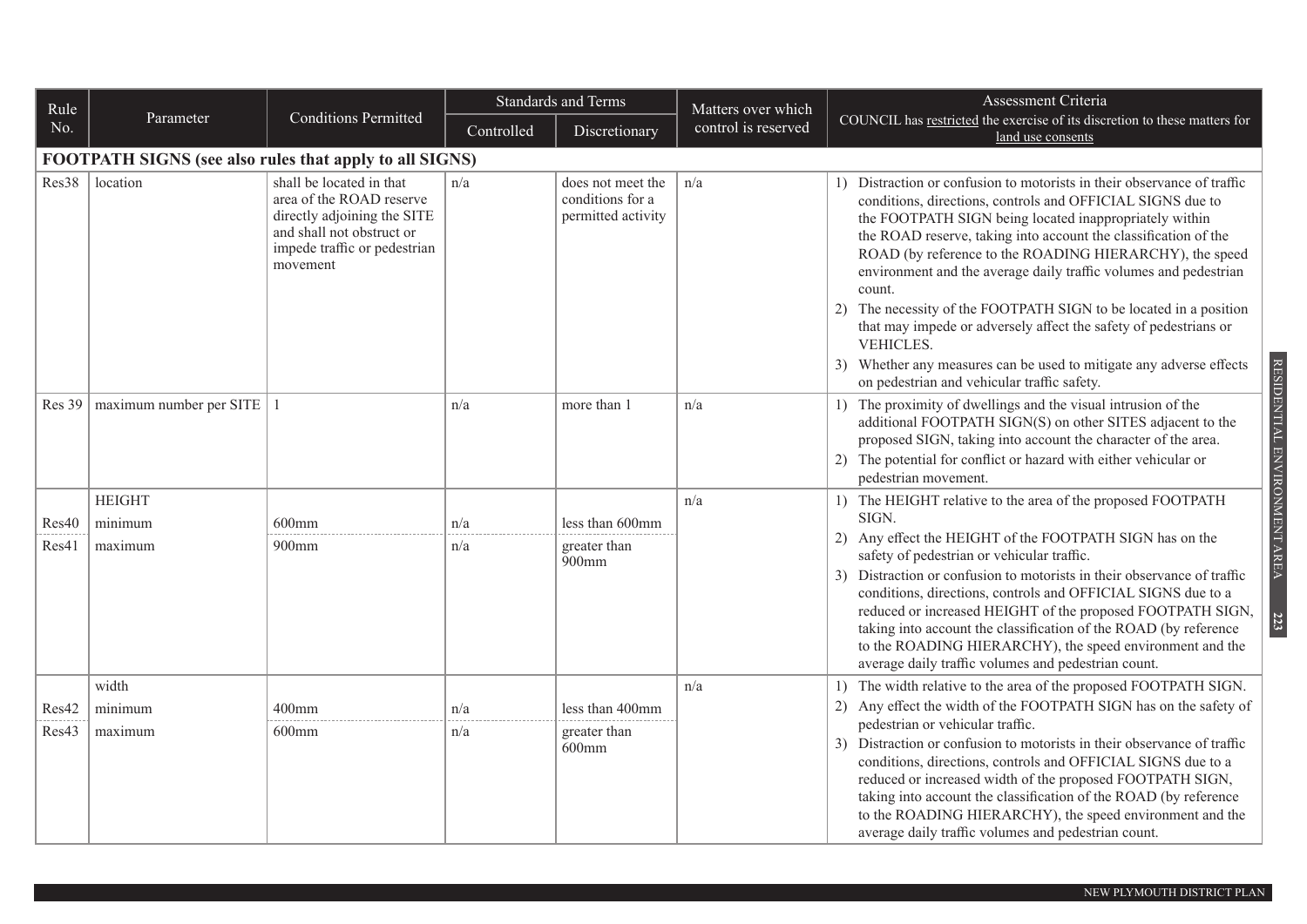| Rule No. | Parameter | Conditions Permitted | Standards and Terms | | Matters over which control is reserved | Assessment Criteria COUNCIL has restricted the exercise of its discretion to these matters for land use consents |
|---|---|---|---|---|---|---|
| | | | Controlled | Discretionary | | |
| **FOOTPATH SIGNS (see also rules that apply to all SIGNS)** | | | | | | |
| Res38 | location | shall be located in that area of the ROAD reserve directly adjoining the SITE and shall not obstruct or impede traffic or pedestrian movement | n/a | does not meet the conditions for a permitted activity | n/a | 1) Distraction or confusion to motorists in their observance of traffic conditions, directions, controls and OFFICIAL SIGNS due to the FOOTPATH SIGN being located inappropriately within the ROAD reserve, taking into account the classification of the ROAD (by reference to the ROADING HIERARCHY), the speed environment and the average daily traffic volumes and pedestrian count. 2) The necessity of the FOOTPATH SIGN to be located in a position that may impede or adversely affect the safety of pedestrians or VEHICLES. 3) Whether any measures can be used to mitigate any adverse effects on pedestrian and vehicular traffic safety. |
| Res 39 | maximum number per SITE | 1 | n/a | more than 1 | n/a | 1) The proximity of dwellings and the visual intrusion of the additional FOOTPATH SIGN(S) on other SITES adjacent to the proposed SIGN, taking into account the character of the area. 2) The potential for conflict or hazard with either vehicular or pedestrian movement. |
| | HEIGHT | | | | n/a | 1) The HEIGHT relative to the area of the proposed FOOTPATH SIGN. 2) Any effect the HEIGHT of the FOOTPATH SIGN has on the safety of pedestrian or vehicular traffic. 3) Distraction or confusion to motorists in their observance of traffic conditions, directions, controls and OFFICIAL SIGNS due to a reduced or increased HEIGHT of the proposed FOOTPATH SIGN, taking into account the classification of the ROAD (by reference to the ROADING HIERARCHY), the speed environment and the average daily traffic volumes and pedestrian count. |
| Res40 | minimum | 600mm | n/a | less than 600mm | | |
| Res41 | maximum | 900mm | n/a | greater than 900mm | | |
| | width | | | | n/a | 1) The width relative to the area of the proposed FOOTPATH SIGN. 2) Any effect the width of the FOOTPATH SIGN has on the safety of pedestrian or vehicular traffic. 3) Distraction or confusion to motorists in their observance of traffic conditions, directions, controls and OFFICIAL SIGNS due to a reduced or increased width of the proposed FOOTPATH SIGN, taking into account the classification of the ROAD (by reference to the ROADING HIERARCHY), the speed environment and the average daily traffic volumes and pedestrian count. |
| Res42 | minimum | 400mm | n/a | less than 400mm | | |
| Res43 | maximum | 600mm | n/a | greater than 600mm | | |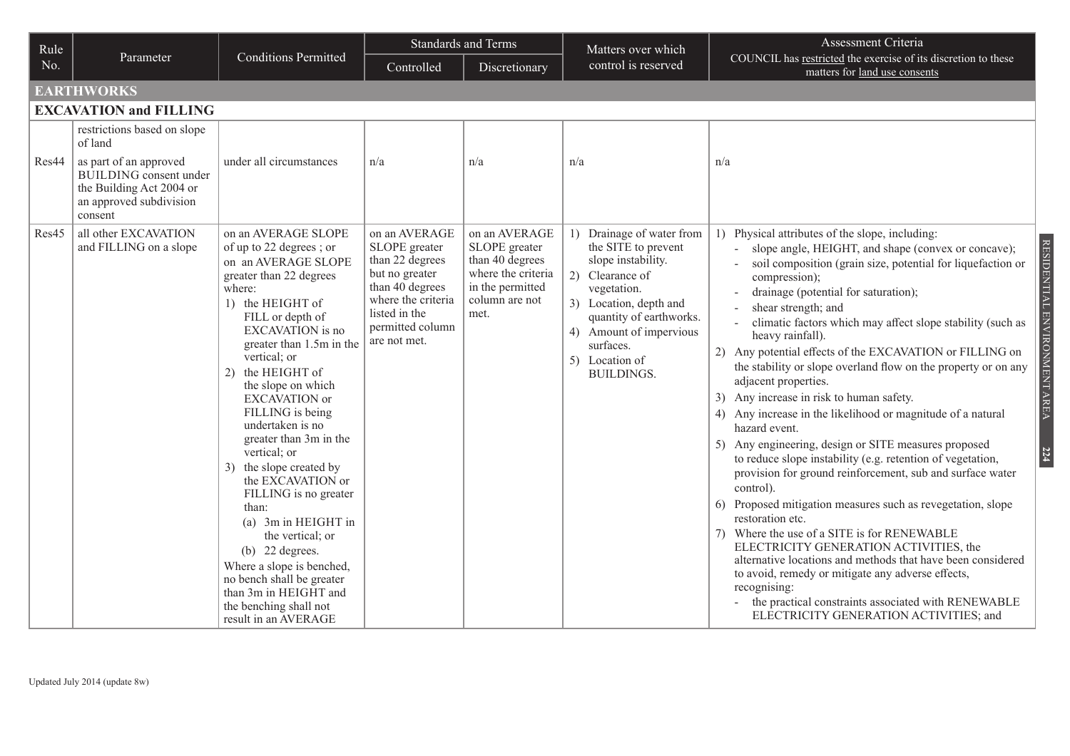| Rule No. | Parameter | Conditions Permitted | Standards and Terms | | Matters over which control is reserved | Assessment Criteria<br>COUNCIL has restricted the exercise of its discretion to these matters for land use consents |
|---|---|---|---|---|---|---|
| | | | Controlled | Discretionary | | |
| **EARTHWORKS** | | | | | | |
| **EXCAVATION and FILLING** | | | | | | |
| Res44 | restrictions based on slope of land<br>as part of an approved BUILDING consent under the Building Act 2004 or an approved subdivision consent | under all circumstances | n/a | n/a | n/a | n/a |
| Res45 | all other EXCAVATION and FILLING on a slope | on an AVERAGE SLOPE of up to 22 degrees ; or on an AVERAGE SLOPE greater than 22 degrees where:<br>1) the HEIGHT of FILL or depth of EXCAVATION is no greater than 1.5m in the vertical; or<br>2) the HEIGHT of the slope on which EXCAVATION or FILLING is being undertaken is no greater than 3m in the vertical; or<br>3) the slope created by the EXCAVATION or FILLING is no greater than:<br>(a) 3m in HEIGHT in the vertical; or<br>(b) 22 degrees.<br>Where a slope is benched, no bench shall be greater than 3m in HEIGHT and the benching shall not result in an AVERAGE | on an AVERAGE SLOPE greater than 22 degrees but no greater than 40 degrees where the criteria listed in the permitted column are not met. | on an AVERAGE SLOPE greater than 40 degrees where the criteria in the permitted column are not met. | 1) Drainage of water from the SITE to prevent slope instability.<br>2) Clearance of vegetation.<br>3) Location, depth and quantity of earthworks.<br>4) Amount of impervious surfaces.<br>5) Location of BUILDINGS. | 1) Physical attributes of the slope, including:<br>- slope angle, HEIGHT, and shape (convex or concave);<br>- soil composition (grain size, potential for liquefaction or compression);<br>- drainage (potential for saturation);<br>- shear strength; and<br>- climatic factors which may affect slope stability (such as heavy rainfall).<br>2) Any potential effects of the EXCAVATION or FILLING on the stability or slope overland flow on the property or on any adjacent properties.<br>3) Any increase in risk to human safety.<br>4) Any increase in the likelihood or magnitude of a natural hazard event.<br>5) Any engineering, design or SITE measures proposed to reduce slope instability (e.g. retention of vegetation, provision for ground reinforcement, sub and surface water control).<br>6) Proposed mitigation measures such as revegetation, slope restoration etc.<br>7) Where the use of a SITE is for RENEWABLE ELECTRICITY GENERATION ACTIVITIES, the alternative locations and methods that have been considered to avoid, remedy or mitigate any adverse effects, recognising:<br>- the practical constraints associated with RENEWABLE ELECTRICITY GENERATION ACTIVITIES; and |

Updated July 2014 (update 8w)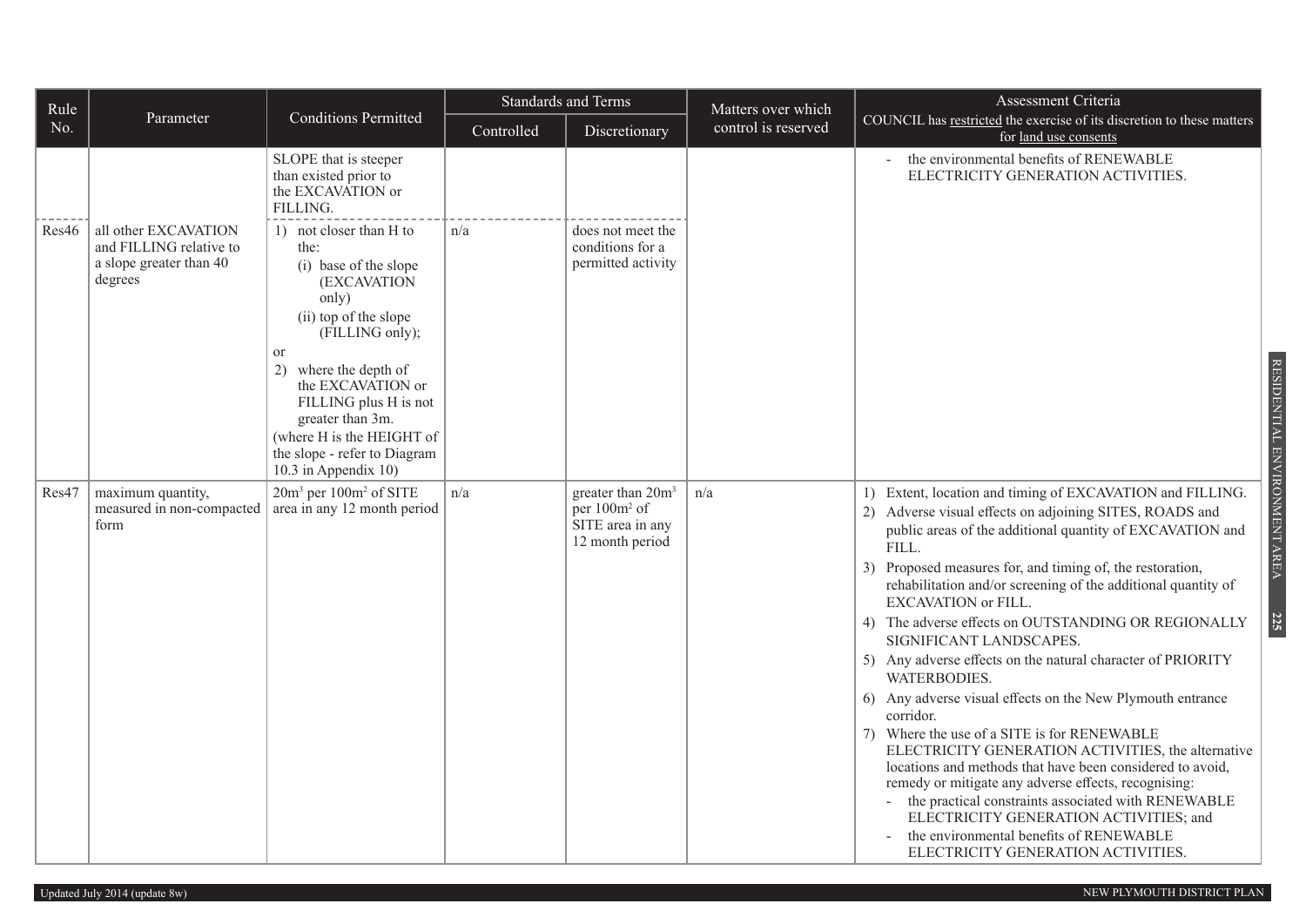| Rule No. | Parameter | Conditions Permitted | Standards and Terms | | Matters over which control is reserved | Assessment Criteria COUNCIL has restricted the exercise of its discretion to these matters for land use consents |
|---|---|---|---|---|---|---|
| | | | Controlled | Discretionary | | |
| | | SLOPE that is steeper than existed prior to the EXCAVATION or FILLING. | | | | - the environmental benefits of RENEWABLE ELECTRICITY GENERATION ACTIVITIES. |
| Res46 | all other EXCAVATION and FILLING relative to a slope greater than 40 degrees | 1) not closer than H to the: (i) base of the slope (EXCAVATION only) (ii) top of the slope (FILLING only); or 2) where the depth of the EXCAVATION or FILLING plus H is not greater than 3m. (where H is the HEIGHT of the slope - refer to Diagram 10.3 in Appendix 10) | n/a | does not meet the conditions for a permitted activity | | |
| Res47 | maximum quantity, measured in non-compacted form | $20m^3$ per $100m^2$ of SITE area in any 12 month period | n/a | greater than $20m^3$ per $100m^2$ of SITE area in any 12 month period | n/a | 1) Extent, location and timing of EXCAVATION and FILLING. 2) Adverse visual effects on adjoining SITES, ROADS and public areas of the additional quantity of EXCAVATION and FILL. 3) Proposed measures for, and timing of, the restoration, rehabilitation and/or screening of the additional quantity of EXCAVATION or FILL. 4) The adverse effects on OUTSTANDING OR REGIONALLY SIGNIFICANT LANDSCAPES. 5) Any adverse effects on the natural character of PRIORITY WATERBODIES. 6) Any adverse visual effects on the New Plymouth entrance corridor. 7) Where the use of a SITE is for RENEWABLE ELECTRICITY GENERATION ACTIVITIES, the alternative locations and methods that have been considered to avoid, remedy or mitigate any adverse effects, recognising: - the practical constraints associated with RENEWABLE ELECTRICITY GENERATION ACTIVITIES; and - the environmental benefits of RENEWABLE ELECTRICITY GENERATION ACTIVITIES. |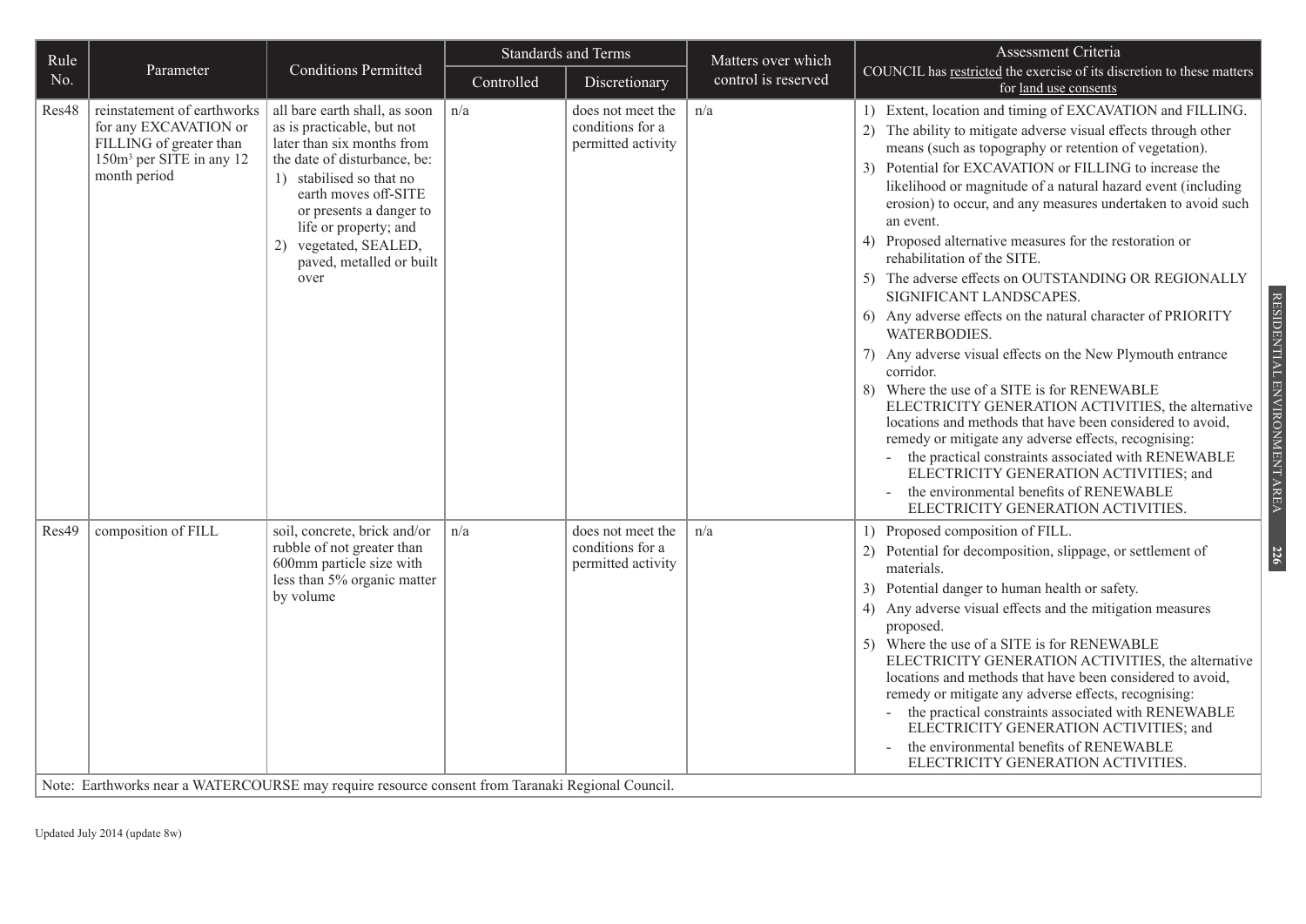| Rule No. | Parameter | Conditions Permitted | Standards and Terms | | Matters over which control is reserved | Assessment Criteria<br>COUNCIL has restricted the exercise of its discretion to these matters for land use consents |
|---|---|---|---|---|---|---|
| | | | Controlled | Discretionary | | |
| Res48 | reinstatement of earthworks for any EXCAVATION or FILLING of greater than 150m³ per SITE in any 12 month period | all bare earth shall, as soon as is practicable, but not later than six months from the date of disturbance, be:<br>1) stabilised so that no earth moves off-SITE or presents a danger to life or property; and<br>2) vegetated, SEALED, paved, metalled or built over | n/a | does not meet the conditions for a permitted activity | n/a | 1) Extent, location and timing of EXCAVATION and FILLING.<br>2) The ability to mitigate adverse visual effects through other means (such as topography or retention of vegetation).<br>3) Potential for EXCAVATION or FILLING to increase the likelihood or magnitude of a natural hazard event (including erosion) to occur, and any measures undertaken to avoid such an event.<br>4) Proposed alternative measures for the restoration or rehabilitation of the SITE.<br>5) The adverse effects on OUTSTANDING OR REGIONALLY SIGNIFICANT LANDSCAPES.<br>6) Any adverse effects on the natural character of PRIORITY WATERBODIES.<br>7) Any adverse visual effects on the New Plymouth entrance corridor.<br>8) Where the use of a SITE is for RENEWABLE ELECTRICITY GENERATION ACTIVITIES, the alternative locations and methods that have been considered to avoid, remedy or mitigate any adverse effects, recognising:<br>- the practical constraints associated with RENEWABLE ELECTRICITY GENERATION ACTIVITIES; and<br>- the environmental benefits of RENEWABLE ELECTRICITY GENERATION ACTIVITIES. |
| Res49 | composition of FILL | soil, concrete, brick and/or rubble of not greater than 600mm particle size with less than 5% organic matter by volume | n/a | does not meet the conditions for a permitted activity | n/a | 1) Proposed composition of FILL.<br>2) Potential for decomposition, slippage, or settlement of materials.<br>3) Potential danger to human health or safety.<br>4) Any adverse visual effects and the mitigation measures proposed.<br>5) Where the use of a SITE is for RENEWABLE ELECTRICITY GENERATION ACTIVITIES, the alternative locations and methods that have been considered to avoid, remedy or mitigate any adverse effects, recognising:<br>- the practical constraints associated with RENEWABLE ELECTRICITY GENERATION ACTIVITIES; and<br>- the environmental benefits of RENEWABLE ELECTRICITY GENERATION ACTIVITIES. |

Note: Earthworks near a WATERCOURSE may require resource consent from Taranaki Regional Council.

Updated July 2014 (update 8w)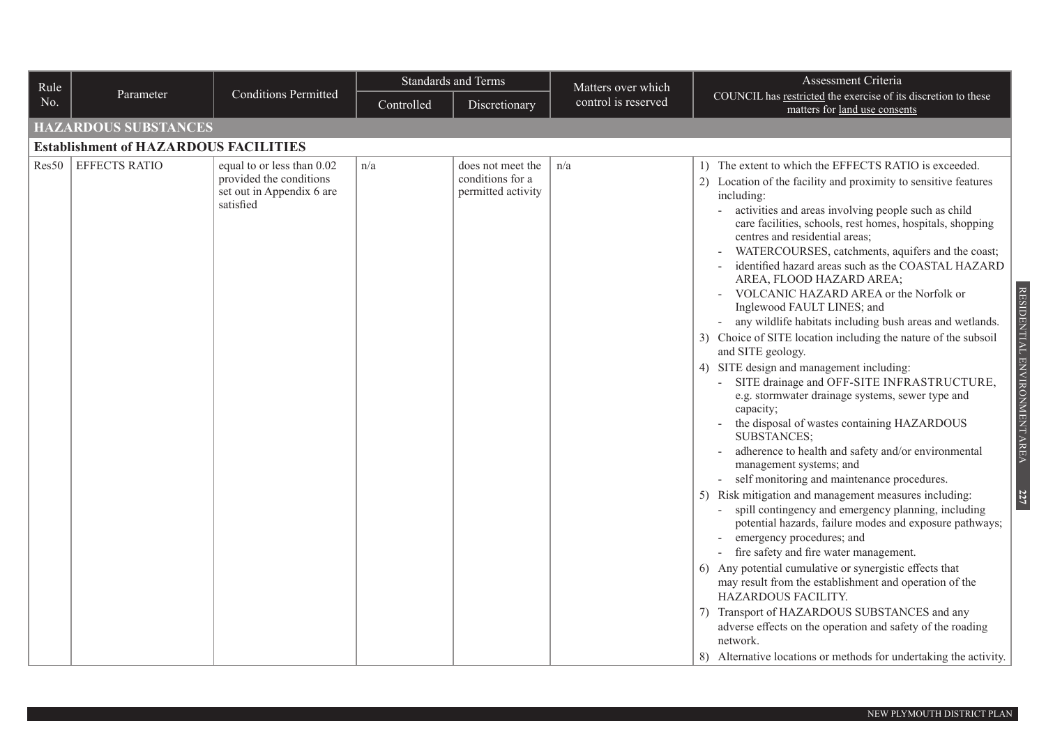| Rule No. | Parameter | Conditions Permitted | Standards and Terms | | Matters over which control is reserved | Assessment Criteria<br>COUNCIL has restricted the exercise of its discretion to these matters for land use consents |
|---|---|---|---|---|---|---|
| | | | Controlled | Discretionary | | |
| **HAZARDOUS SUBSTANCES** | | | | | | |
| **Establishment of HAZARDOUS FACILITIES** | | | | | | |
| Res50 | EFFECTS RATIO | equal to or less than 0.02 provided the conditions set out in Appendix 6 are satisfied | n/a | does not meet the conditions for a permitted activity | n/a | 1) The extent to which the EFFECTS RATIO is exceeded.<br>2) Location of the facility and proximity to sensitive features including:<br>- activities and areas involving people such as child care facilities, schools, rest homes, hospitals, shopping centres and residential areas;<br>- WATERCOURSES, catchments, aquifers and the coast;<br>- identified hazard areas such as the COASTAL HAZARD AREA, FLOOD HAZARD AREA;<br>- VOLCANIC HAZARD AREA or the Norfolk or Inglewood FAULT LINES; and<br>- any wildlife habitats including bush areas and wetlands.<br>3) Choice of SITE location including the nature of the subsoil and SITE geology.<br>4) SITE design and management including:<br>- SITE drainage and OFF-SITE INFRASTRUCTURE, e.g. stormwater drainage systems, sewer type and capacity;<br>- the disposal of wastes containing HAZARDOUS SUBSTANCES;<br>- adherence to health and safety and/or environmental management systems; and<br>- self monitoring and maintenance procedures.<br>5) Risk mitigation and management measures including:<br>- spill contingency and emergency planning, including potential hazards, failure modes and exposure pathways;<br>- emergency procedures; and<br>- fire safety and fire water management.<br>6) Any potential cumulative or synergistic effects that may result from the establishment and operation of the HAZARDOUS FACILITY.<br>7) Transport of HAZARDOUS SUBSTANCES and any adverse effects on the operation and safety of the roading network.<br>8) Alternative locations or methods for undertaking the activity. |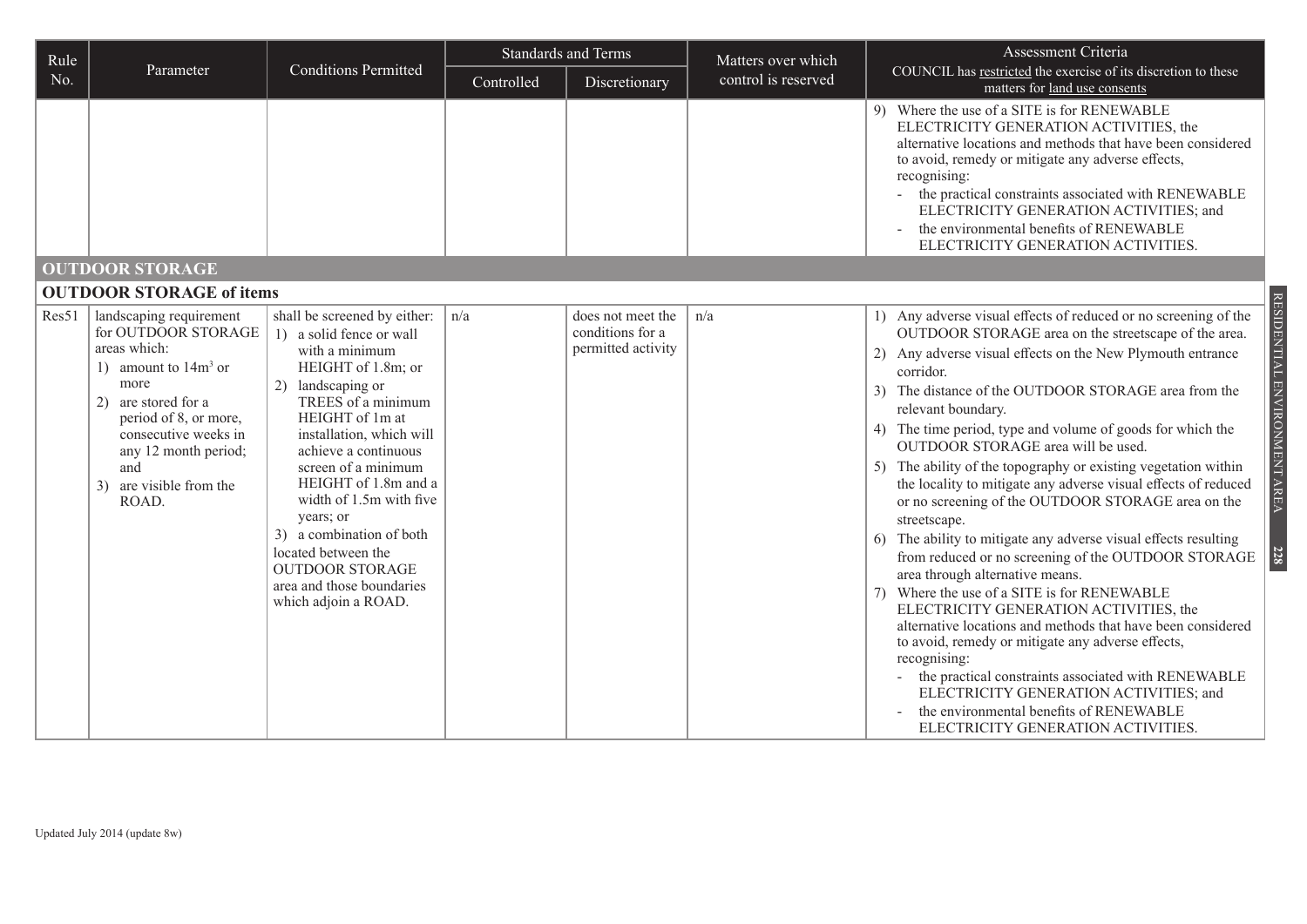| Rule No. | Parameter | Conditions Permitted | Standards and Terms | | Matters over which control is reserved | Assessment Criteria COUNCIL has restricted the exercise of its discretion to these matters for land use consents |
|---|---|---|---|---|---|---|
| | | | Controlled | Discretionary | | |
| | | | | | | 9) Where the use of a SITE is for RENEWABLE ELECTRICITY GENERATION ACTIVITIES, the alternative locations and methods that have been considered to avoid, remedy or mitigate any adverse effects, recognising: - the practical constraints associated with RENEWABLE ELECTRICITY GENERATION ACTIVITIES; and - the environmental benefits of RENEWABLE ELECTRICITY GENERATION ACTIVITIES. |
| **OUTDOOR STORAGE** | | | | | | |
| **OUTDOOR STORAGE of items** | | | | | | |
| Res51 | landscaping requirement for OUTDOOR STORAGE areas which: 1) amount to $14m^3$ or more 2) are stored for a period of 8, or more, consecutive weeks in any 12 month period; and 3) are visible from the ROAD. | shall be screened by either: 1) a solid fence or wall with a minimum HEIGHT of 1.8m; or 2) landscaping or TREES of a minimum HEIGHT of 1m at installation, which will achieve a continuous screen of a minimum HEIGHT of 1.8m and a width of 1.5m with five years; or 3) a combination of both located between the OUTDOOR STORAGE area and those boundaries which adjoin a ROAD. | n/a | does not meet the conditions for a permitted activity | n/a | 1) Any adverse visual effects of reduced or no screening of the OUTDOOR STORAGE area on the streetscape of the area. 2) Any adverse visual effects on the New Plymouth entrance corridor. 3) The distance of the OUTDOOR STORAGE area from the relevant boundary. 4) The time period, type and volume of goods for which the OUTDOOR STORAGE area will be used. 5) The ability of the topography or existing vegetation within the locality to mitigate any adverse visual effects of reduced or no screening of the OUTDOOR STORAGE area on the streetscape. 6) The ability to mitigate any adverse visual effects resulting from reduced or no screening of the OUTDOOR STORAGE area through alternative means. 7) Where the use of a SITE is for RENEWABLE ELECTRICITY GENERATION ACTIVITIES, the alternative locations and methods that have been considered to avoid, remedy or mitigate any adverse effects, recognising: - the practical constraints associated with RENEWABLE ELECTRICITY GENERATION ACTIVITIES; and - the environmental benefits of RENEWABLE ELECTRICITY GENERATION ACTIVITIES. |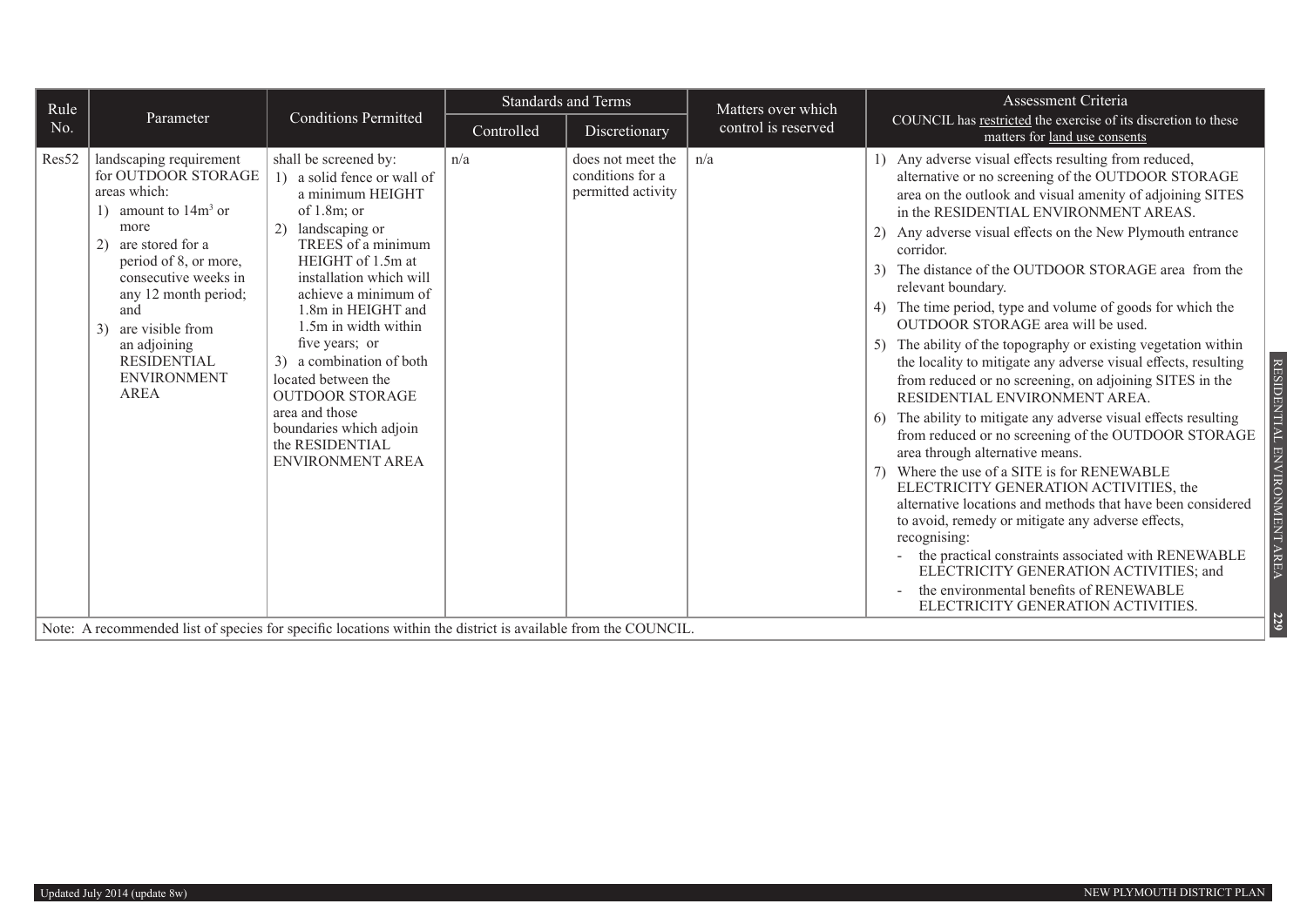| Rule No. | Parameter | Conditions Permitted | Standards and Terms | | Matters over which control is reserved | Assessment Criteria COUNCIL has restricted the exercise of its discretion to these matters for land use consents |
|---|---|---|---|---|---|---|
| | | | Controlled | Discretionary | | |
| Res52 | landscaping requirement for OUTDOOR STORAGE areas which:<br>1) amount to 14m$^3$ or more<br>2) are stored for a period of 8, or more, consecutive weeks in any 12 month period; and<br>3) are visible from an adjoining RESIDENTIAL ENVIRONMENT AREA | shall be screened by:<br>1) a solid fence or wall of a minimum HEIGHT of 1.8m; or<br>2) landscaping or TREES of a minimum HEIGHT of 1.5m at installation which will achieve a minimum of 1.8m in HEIGHT and 1.5m in width within five years; or<br>3) a combination of both<br>located between the OUTDOOR STORAGE area and those boundaries which adjoin the RESIDENTIAL ENVIRONMENT AREA | n/a | does not meet the conditions for a permitted activity | n/a | 1) Any adverse visual effects resulting from reduced, alternative or no screening of the OUTDOOR STORAGE area on the outlook and visual amenity of adjoining SITES in the RESIDENTIAL ENVIRONMENT AREAS.<br>2) Any adverse visual effects on the New Plymouth entrance corridor.<br>3) The distance of the OUTDOOR STORAGE area from the relevant boundary.<br>4) The time period, type and volume of goods for which the OUTDOOR STORAGE area will be used.<br>5) The ability of the topography or existing vegetation within the locality to mitigate any adverse visual effects, resulting from reduced or no screening, on adjoining SITES in the RESIDENTIAL ENVIRONMENT AREA.<br>6) The ability to mitigate any adverse visual effects resulting from reduced or no screening of the OUTDOOR STORAGE area through alternative means.<br>7) Where the use of a SITE is for RENEWABLE ELECTRICITY GENERATION ACTIVITIES, the alternative locations and methods that have been considered to avoid, remedy or mitigate any adverse effects, recognising:<br>- the practical constraints associated with RENEWABLE ELECTRICITY GENERATION ACTIVITIES; and<br>- the environmental benefits of RENEWABLE ELECTRICITY GENERATION ACTIVITIES. |

Note: A recommended list of species for specific locations within the district is available from the COUNCIL.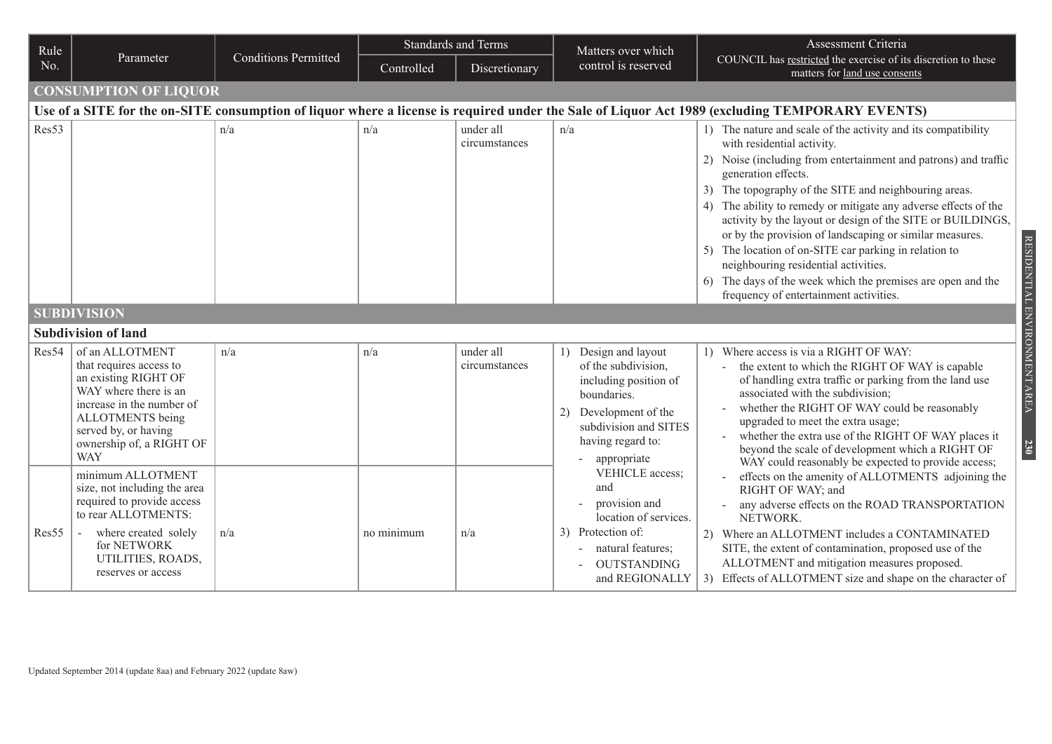| Rule No. | Parameter | Conditions Permitted | Standards and Terms | | Matters over which control is reserved | Assessment Criteria COUNCIL has restricted the exercise of its discretion to these matters for land use consents |
|---|---|---|---|---|---|---|
| | | | Controlled | Discretionary | | |
| **CONSUMPTION OF LIQUOR** | | | | | | |
| **Use of a SITE for the on-SITE consumption of liquor where a license is required under the Sale of Liquor Act 1989 (excluding TEMPORARY EVENTS)** | | | | | | |
| Res53 | | n/a | n/a | under all circumstances | n/a | 1) The nature and scale of the activity and its compatibility with residential activity.<br>2) Noise (including from entertainment and patrons) and traffic generation effects.<br>3) The topography of the SITE and neighbouring areas.<br>4) The ability to remedy or mitigate any adverse effects of the activity by the layout or design of the SITE or BUILDINGS, or by the provision of landscaping or similar measures.<br>5) The location of on-SITE car parking in relation to neighbouring residential activities.<br>6) The days of the week which the premises are open and the frequency of entertainment activities. |
| **SUBDIVISION** | | | | | | |
| **Subdivision of land** | | | | | | |
| Res54 | of an ALLOTMENT that requires access to an existing RIGHT OF WAY where there is an increase in the number of ALLOTMENTS being served by, or having ownership of, a RIGHT OF WAY | n/a | n/a | under all circumstances | 1) Design and layout of the subdivision, including position of boundaries.<br>2) Development of the subdivision and SITES having regard to:<br>- appropriate VEHICLE access; and<br>- provision and location of services.<br>3) Protection of:<br>- natural features;<br>- OUTSTANDING and REGIONALLY | 1) Where access is via a RIGHT OF WAY:<br>- the extent to which the RIGHT OF WAY is capable of handling extra traffic or parking from the land use associated with the subdivision;<br>- whether the RIGHT OF WAY could be reasonably upgraded to meet the extra usage;<br>- whether the extra use of the RIGHT OF WAY places it beyond the scale of development which a RIGHT OF WAY could reasonably be expected to provide access;<br>- effects on the amenity of ALLOTMENTS adjoining the RIGHT OF WAY; and<br>- any adverse effects on the ROAD TRANSPORTATION NETWORK.<br>2) Where an ALLOTMENT includes a CONTAMINATED SITE, the extent of contamination, proposed use of the ALLOTMENT and mitigation measures proposed.<br>3) Effects of ALLOTMENT size and shape on the character of |
| Res55 | minimum ALLOTMENT size, not including the area required to provide access to rear ALLOTMENTS:<br>- where created solely for NETWORK UTILITIES, ROADS, reserves or access | n/a | no minimum | n/a | | |

Updated September 2014 (update 8aa) and February 2022 (update 8aw)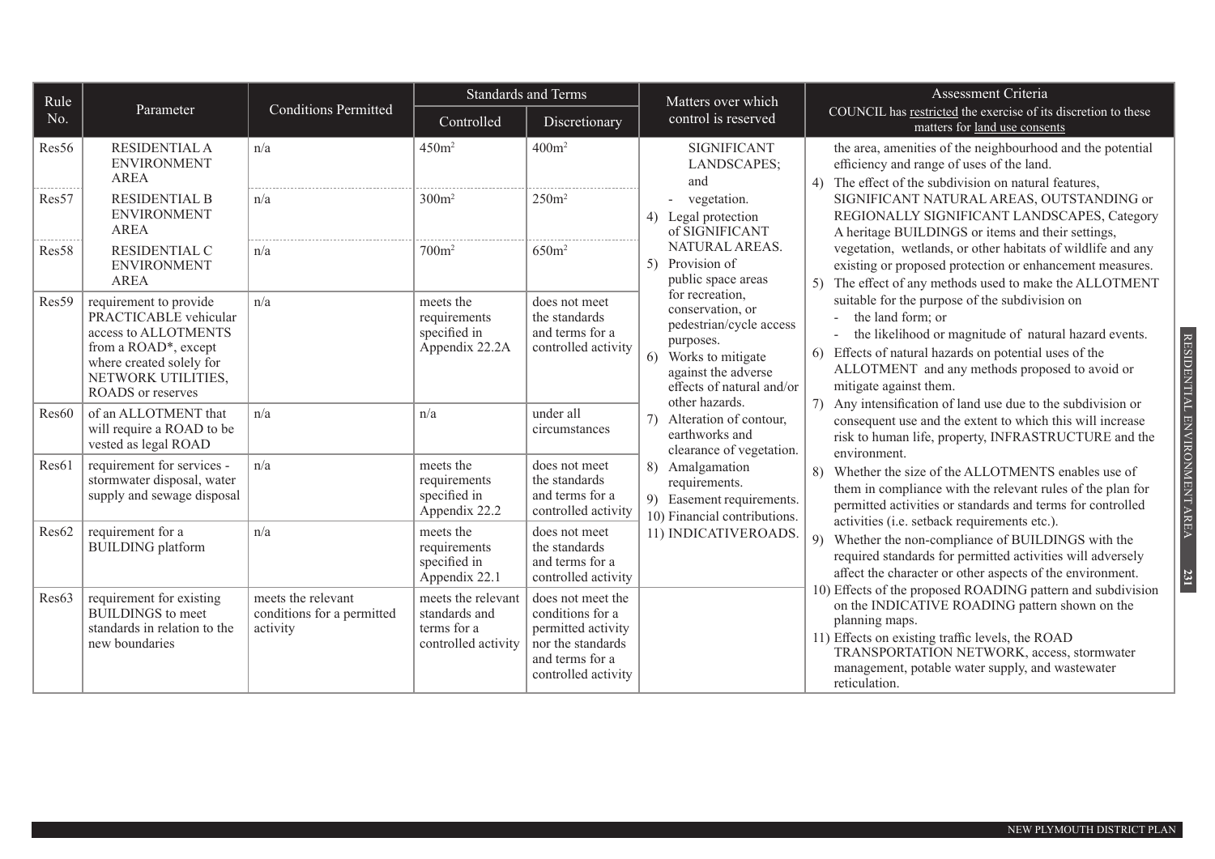| Rule No. | Parameter | Conditions Permitted | Standards and Terms | | Matters over which control is reserved | Assessment Criteria COUNCIL has restricted the exercise of its discretion to these matters for land use consents |
|---|---|---|---|---|---|---|
| | | | Controlled | Discretionary | | |
| Res56 | RESIDENTIAL A ENVIRONMENT AREA | n/a | 450m² | 400m² | SIGNIFICANT LANDSCAPES; and<br>- vegetation.<br>4) Legal protection of SIGNIFICANT NATURAL AREAS.<br>5) Provision of public space areas for recreation, conservation, or pedestrian/cycle access purposes.<br>6) Works to mitigate against the adverse effects of natural and/or other hazards.<br>7) Alteration of contour, earthworks and clearance of vegetation.<br>8) Amalgamation requirements.<br>9) Easement requirements.<br>10) Financial contributions.<br>11) INDICATIVEROADS. | the area, amenities of the neighbourhood and the potential efficiency and range of uses of the land.<br>4) The effect of the subdivision on natural features, SIGNIFICANT NATURAL AREAS, OUTSTANDING or REGIONALLY SIGNIFICANT LANDSCAPES, Category A heritage BUILDINGS or items and their settings, vegetation, wetlands, or other habitats of wildlife and any existing or proposed protection or enhancement measures.<br>5) The effect of any methods used to make the ALLOTMENT suitable for the purpose of the subdivision on<br>- the land form; or<br>- the likelihood or magnitude of natural hazard events.<br>6) Effects of natural hazards on potential uses of the ALLOTMENT and any methods proposed to avoid or mitigate against them.<br>7) Any intensification of land use due to the subdivision or consequent use and the extent to which this will increase risk to human life, property, INFRASTRUCTURE and the environment.<br>8) Whether the size of the ALLOTMENTS enables use of them in compliance with the relevant rules of the plan for permitted activities or standards and terms for controlled activities (i.e. setback requirements etc.).<br>9) Whether the non-compliance of BUILDINGS with the required standards for permitted activities will adversely affect the character or other aspects of the environment.<br>10) Effects of the proposed ROADING pattern and subdivision on the INDICATIVE ROADING pattern shown on the planning maps.<br>11) Effects on existing traffic levels, the ROAD TRANSPORTATION NETWORK, access, stormwater management, potable water supply, and wastewater reticulation. |
| Res57 | RESIDENTIAL B ENVIRONMENT AREA | n/a | 300m² | 250m² | | |
| Res58 | RESIDENTIAL C ENVIRONMENT AREA | n/a | 700m² | 650m² | | |
| Res59 | requirement to provide PRACTICABLE vehicular access to ALLOTMENTS from a ROAD*, except where created solely for NETWORK UTILITIES, ROADS or reserves | n/a | meets the requirements specified in Appendix 22.2A | does not meet the standards and terms for a controlled activity | | |
| Res60 | of an ALLOTMENT that will require a ROAD to be vested as legal ROAD | n/a | n/a | under all circumstances | | |
| Res61 | requirement for services - stormwater disposal, water supply and sewage disposal | n/a | meets the requirements specified in Appendix 22.2 | does not meet the standards and terms for a controlled activity | | |
| Res62 | requirement for a BUILDING platform | n/a | meets the requirements specified in Appendix 22.1 | does not meet the standards and terms for a controlled activity | | |
| Res63 | requirement for existing BUILDINGS to meet standards in relation to the new boundaries | meets the relevant conditions for a permitted activity | meets the relevant standards and terms for a controlled activity | does not meet the conditions for a permitted activity nor the standards and terms for a controlled activity | | |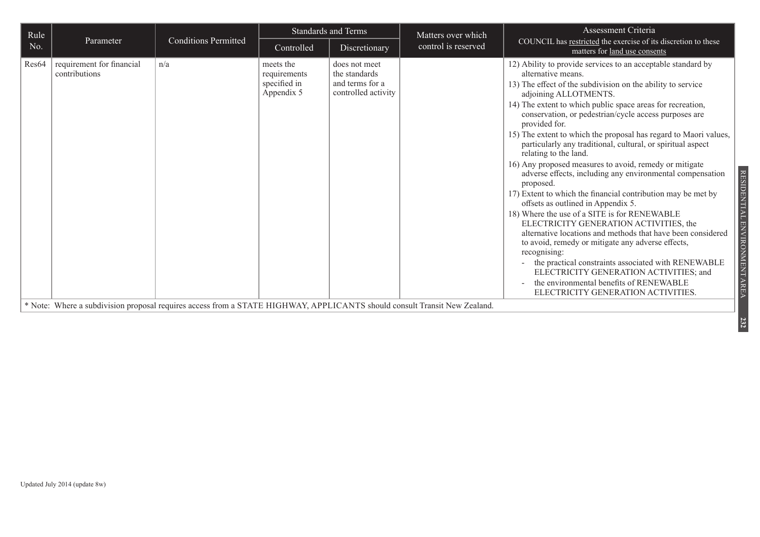| Rule No. | Parameter | Conditions Permitted | Standards and Terms | | Matters over which control is reserved | Assessment Criteria COUNCIL has restricted the exercise of its discretion to these matters for land use consents |
|---|---|---|---|---|---|---|
| | | | Controlled | Discretionary | | |
| Res64 | requirement for financial contributions | n/a | meets the requirements specified in Appendix 5 | does not meet the standards and terms for a controlled activity | | 12) Ability to provide services to an acceptable standard by alternative means.<br>13) The effect of the subdivision on the ability to service adjoining ALLOTMENTS.<br>14) The extent to which public space areas for recreation, conservation, or pedestrian/cycle access purposes are provided for.<br>15) The extent to which the proposal has regard to Maori values, particularly any traditional, cultural, or spiritual aspect relating to the land.<br>16) Any proposed measures to avoid, remedy or mitigate adverse effects, including any environmental compensation proposed.<br>17) Extent to which the financial contribution may be met by offsets as outlined in Appendix 5.<br>18) Where the use of a SITE is for RENEWABLE ELECTRICITY GENERATION ACTIVITIES, the alternative locations and methods that have been considered to avoid, remedy or mitigate any adverse effects, recognising:<br>- the practical constraints associated with RENEWABLE ELECTRICITY GENERATION ACTIVITIES; and<br>- the environmental benefits of RENEWABLE ELECTRICITY GENERATION ACTIVITIES. |

* Note: Where a subdivision proposal requires access from a STATE HIGHWAY, APPLICANTS should consult Transit New Zealand.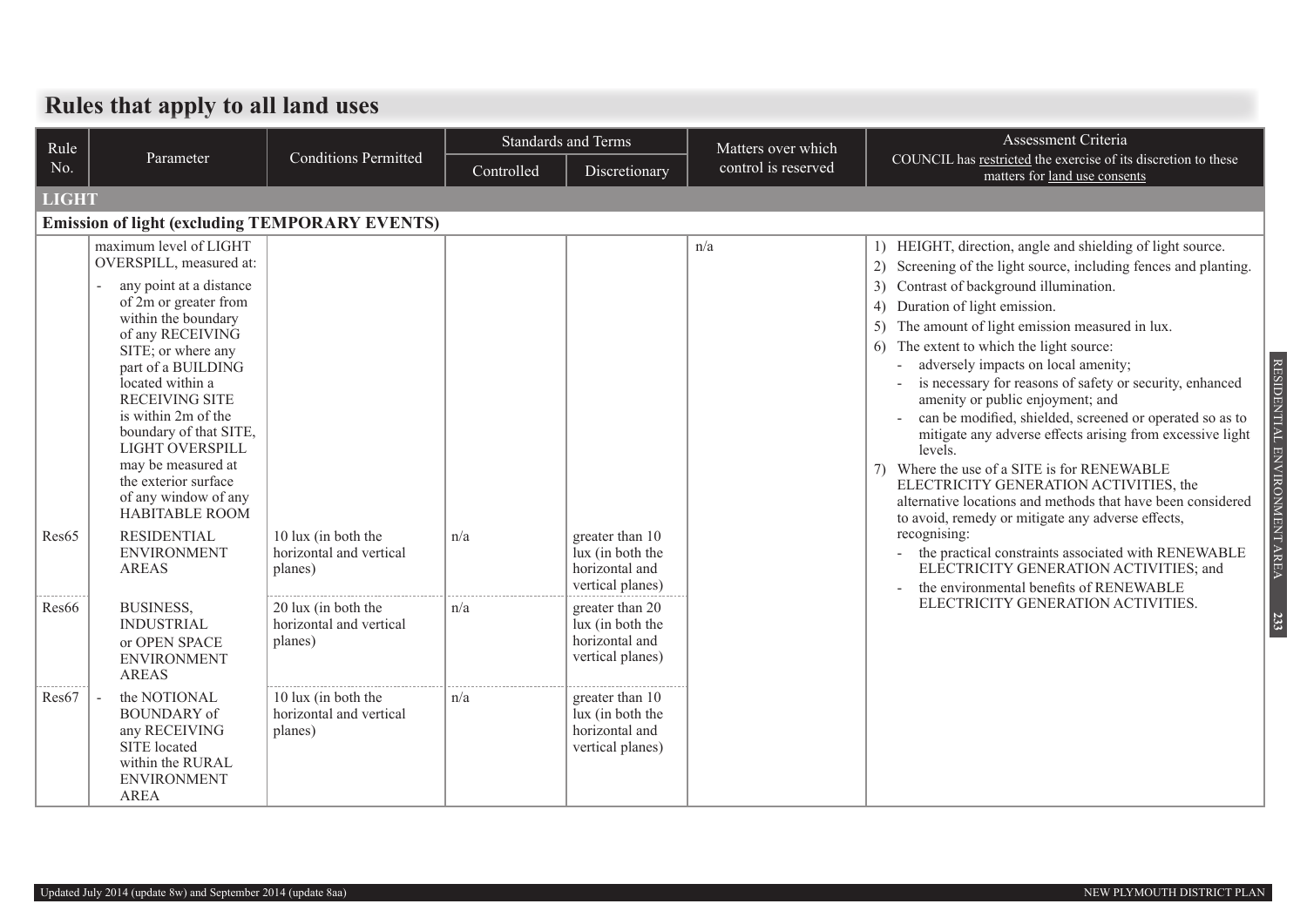## Rules that apply to all land uses

| Rule No. | Parameter | Conditions Permitted | Standards and Terms | | Matters over which control is reserved | Assessment Criteria COUNCIL has restricted the exercise of its discretion to these matters for land use consents |
|---|---|---|---|---|---|---|
| | | | Controlled | Discretionary | | |
| **LIGHT** | | | | | | |
| **Emission of light (excluding TEMPORARY EVENTS)** | | | | | | |
| | maximum level of LIGHT OVERSPILL, measured at: - any point at a distance of 2m or greater from within the boundary of any RECEIVING SITE; or where any part of a BUILDING located within a RECEIVING SITE is within 2m of the boundary of that SITE, LIGHT OVERSPILL may be measured at the exterior surface of any window of any HABITABLE ROOM | | | | n/a | 1) HEIGHT, direction, angle and shielding of light source. 2) Screening of the light source, including fences and planting. 3) Contrast of background illumination. 4) Duration of light emission. 5) The amount of light emission measured in lux. 6) The extent to which the light source: - adversely impacts on local amenity; - is necessary for reasons of safety or security, enhanced amenity or public enjoyment; and - can be modified, shielded, screened or operated so as to mitigate any adverse effects arising from excessive light levels. 7) Where the use of a SITE is for RENEWABLE ELECTRICITY GENERATION ACTIVITIES, the alternative locations and methods that have been considered to avoid, remedy or mitigate any adverse effects, recognising: - the practical constraints associated with RENEWABLE ELECTRICITY GENERATION ACTIVITIES; and - the environmental benefits of RENEWABLE ELECTRICITY GENERATION ACTIVITIES. |
| Res65 | RESIDENTIAL ENVIRONMENT AREAS | 10 lux (in both the horizontal and vertical planes) | n/a | greater than 10 lux (in both the horizontal and vertical planes) | | |
| Res66 | BUSINESS, INDUSTRIAL or OPEN SPACE ENVIRONMENT AREAS | 20 lux (in both the horizontal and vertical planes) | n/a | greater than 20 lux (in both the horizontal and vertical planes) | | |
| Res67 | - the NOTIONAL BOUNDARY of any RECEIVING SITE located within the RURAL ENVIRONMENT AREA | 10 lux (in both the horizontal and vertical planes) | n/a | greater than 10 lux (in both the horizontal and vertical planes) | | |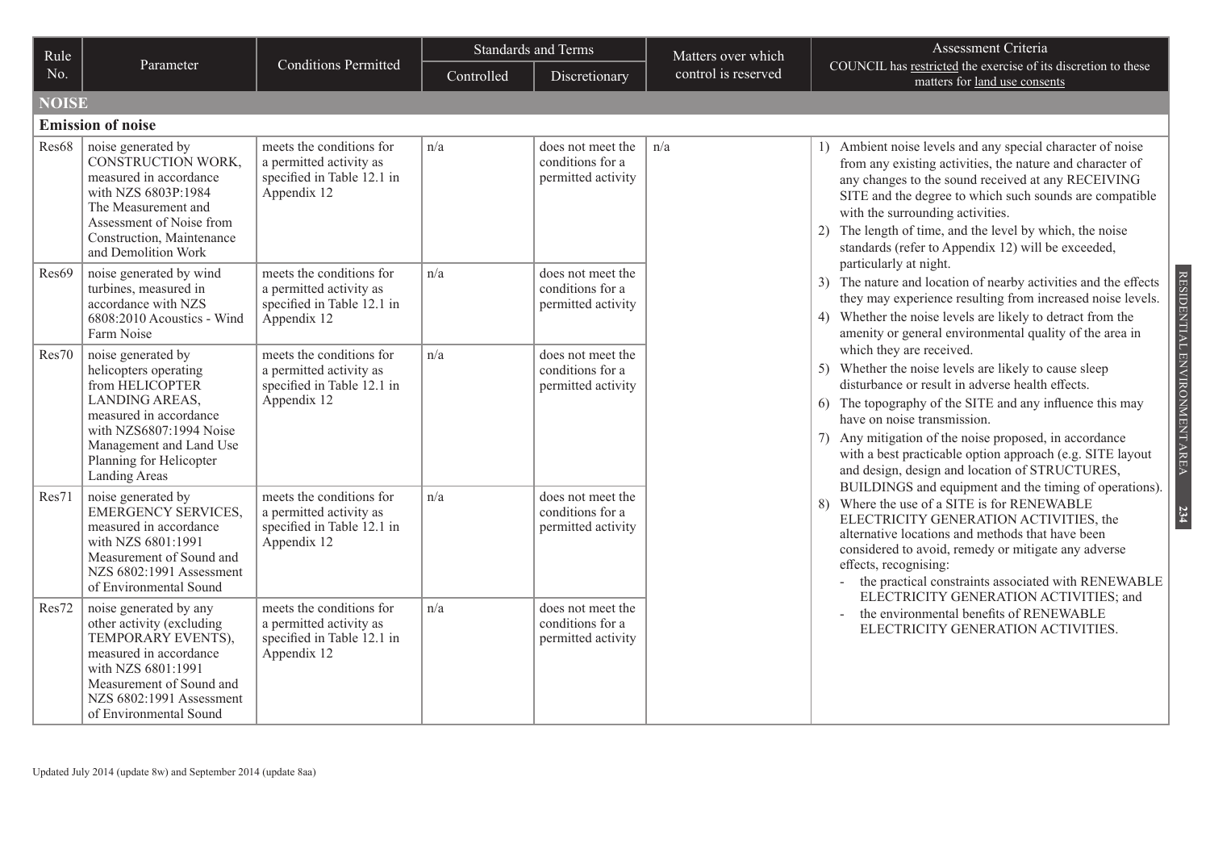| Rule No. | Parameter | Conditions Permitted | Standards and Terms | | Matters over which control is reserved | Assessment Criteria COUNCIL has restricted the exercise of its discretion to these matters for land use consents |
|---|---|---|---|---|---|---|
| | | | Controlled | Discretionary | | |
| **NOISE** | | | | | | |
| **Emission of noise** | | | | | | |
| Res68 | noise generated by CONSTRUCTION WORK, measured in accordance with NZS 6803P:1984 The Measurement and Assessment of Noise from Construction, Maintenance and Demolition Work | meets the conditions for a permitted activity as specified in Table 12.1 in Appendix 12 | n/a | does not meet the conditions for a permitted activity | n/a | 1) Ambient noise levels and any special character of noise from any existing activities, the nature and character of any changes to the sound received at any RECEIVING SITE and the degree to which such sounds are compatible with the surrounding activities.<br>2) The length of time, and the level by which, the noise standards (refer to Appendix 12) will be exceeded, particularly at night.<br>3) The nature and location of nearby activities and the effects they may experience resulting from increased noise levels.<br>4) Whether the noise levels are likely to detract from the amenity or general environmental quality of the area in which they are received.<br>5) Whether the noise levels are likely to cause sleep disturbance or result in adverse health effects.<br>6) The topography of the SITE and any influence this may have on noise transmission.<br>7) Any mitigation of the noise proposed, in accordance with a best practicable option approach (e.g. SITE layout and design, design and location of STRUCTURES, BUILDINGS and equipment and the timing of operations).<br>8) Where the use of a SITE is for RENEWABLE ELECTRICITY GENERATION ACTIVITIES, the alternative locations and methods that have been considered to avoid, remedy or mitigate any adverse effects, recognising:<br>- the practical constraints associated with RENEWABLE ELECTRICITY GENERATION ACTIVITIES; and<br>- the environmental benefits of RENEWABLE ELECTRICITY GENERATION ACTIVITIES. |
| Res69 | noise generated by wind turbines, measured in accordance with NZS 6808:2010 Acoustics - Wind Farm Noise | meets the conditions for a permitted activity as specified in Table 12.1 in Appendix 12 | n/a | does not meet the conditions for a permitted activity | | |
| Res70 | noise generated by helicopters operating from HELICOPTER LANDING AREAS, measured in accordance with NZS6807:1994 Noise Management and Land Use Planning for Helicopter Landing Areas | meets the conditions for a permitted activity as specified in Table 12.1 in Appendix 12 | n/a | does not meet the conditions for a permitted activity | | |
| Res71 | noise generated by EMERGENCY SERVICES, measured in accordance with NZS 6801:1991 Measurement of Sound and NZS 6802:1991 Assessment of Environmental Sound | meets the conditions for a permitted activity as specified in Table 12.1 in Appendix 12 | n/a | does not meet the conditions for a permitted activity | | |
| Res72 | noise generated by any other activity (excluding TEMPORARY EVENTS), measured in accordance with NZS 6801:1991 Measurement of Sound and NZS 6802:1991 Assessment of Environmental Sound | meets the conditions for a permitted activity as specified in Table 12.1 in Appendix 12 | n/a | does not meet the conditions for a permitted activity | | |

Updated July 2014 (update 8w) and September 2014 (update 8aa)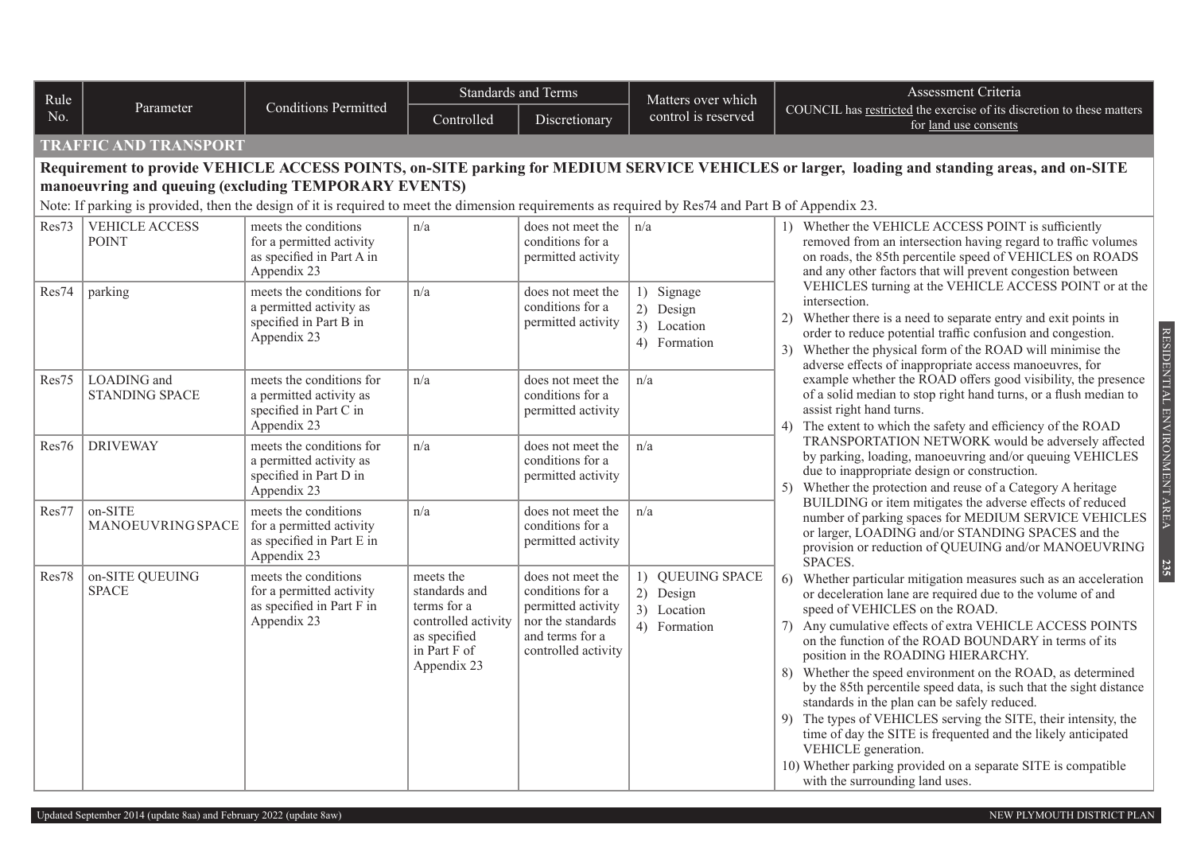| Rule No. | Parameter | Conditions Permitted | Standards and Terms | | Matters over which control is reserved | Assessment Criteria COUNCIL has restricted the exercise of its discretion to these matters for land use consents |
|---|---|---|---|---|---|---|
| | | | Controlled | Discretionary | | |
| **TRAFFIC AND TRANSPORT** | | | | | | |
| **Requirement to provide VEHICLE ACCESS POINTS, on-SITE parking for MEDIUM SERVICE VEHICLES or larger, loading and standing areas, and on-SITE manoeuvring and queuing (excluding TEMPORARY EVENTS)** Note: If parking is provided, then the design of it is required to meet the dimension requirements as required by Res74 and Part B of Appendix 23. | | | | | | |
| Res73 | VEHICLE ACCESS POINT | meets the conditions for a permitted activity as specified in Part A in Appendix 23 | n/a | does not meet the conditions for a permitted activity | n/a | 1) Whether the VEHICLE ACCESS POINT is sufficiently removed from an intersection having regard to traffic volumes on roads, the 85th percentile speed of VEHICLES on ROADS and any other factors that will prevent congestion between VEHICLES turning at the VEHICLE ACCESS POINT or at the intersection.<br>2) Whether there is a need to separate entry and exit points in order to reduce potential traffic confusion and congestion.<br>3) Whether the physical form of the ROAD will minimise the adverse effects of inappropriate access manoeuvres, for example whether the ROAD offers good visibility, the presence of a solid median to stop right hand turns, or a flush median to assist right hand turns.<br>4) The extent to which the safety and efficiency of the ROAD TRANSPORTATION NETWORK would be adversely affected by parking, loading, manoeuvring and/or queuing VEHICLES due to inappropriate design or construction.<br>5) Whether the protection and reuse of a Category A heritage BUILDING or item mitigates the adverse effects of reduced number of parking spaces for MEDIUM SERVICE VEHICLES or larger, LOADING and/or STANDING SPACES and the provision or reduction of QUEUING and/or MANOEUVRING SPACES.<br>6) Whether particular mitigation measures such as an acceleration or deceleration lane are required due to the volume of and speed of VEHICLES on the ROAD.<br>7) Any cumulative effects of extra VEHICLE ACCESS POINTS on the function of the ROAD BOUNDARY in terms of its position in the ROADING HIERARCHY.<br>8) Whether the speed environment on the ROAD, as determined by the 85th percentile speed data, is such that the sight distance standards in the plan can be safely reduced.<br>9) The types of VEHICLES serving the SITE, their intensity, the time of day the SITE is frequented and the likely anticipated VEHICLE generation.<br>10) Whether parking provided on a separate SITE is compatible with the surrounding land uses. |
| Res74 | parking | meets the conditions for a permitted activity as specified in Part B in Appendix 23 | n/a | does not meet the conditions for a permitted activity | 1) Signage<br>2) Design<br>3) Location<br>4) Formation | |
| Res75 | LOADING and STANDING SPACE | meets the conditions for a permitted activity as specified in Part C in Appendix 23 | n/a | does not meet the conditions for a permitted activity | n/a | |
| Res76 | DRIVEWAY | meets the conditions for a permitted activity as specified in Part D in Appendix 23 | n/a | does not meet the conditions for a permitted activity | n/a | |
| Res77 | on-SITE MANOEUVRING SPACE | meets the conditions for a permitted activity as specified in Part E in Appendix 23 | n/a | does not meet the conditions for a permitted activity | n/a | |
| Res78 | on-SITE QUEUING SPACE | meets the conditions for a permitted activity as specified in Part F in Appendix 23 | meets the standards and terms for a controlled activity as specified in Part F of Appendix 23 | does not meet the conditions for a permitted activity nor the standards and terms for a controlled activity | 1) QUEUING SPACE<br>2) Design<br>3) Location<br>4) Formation | |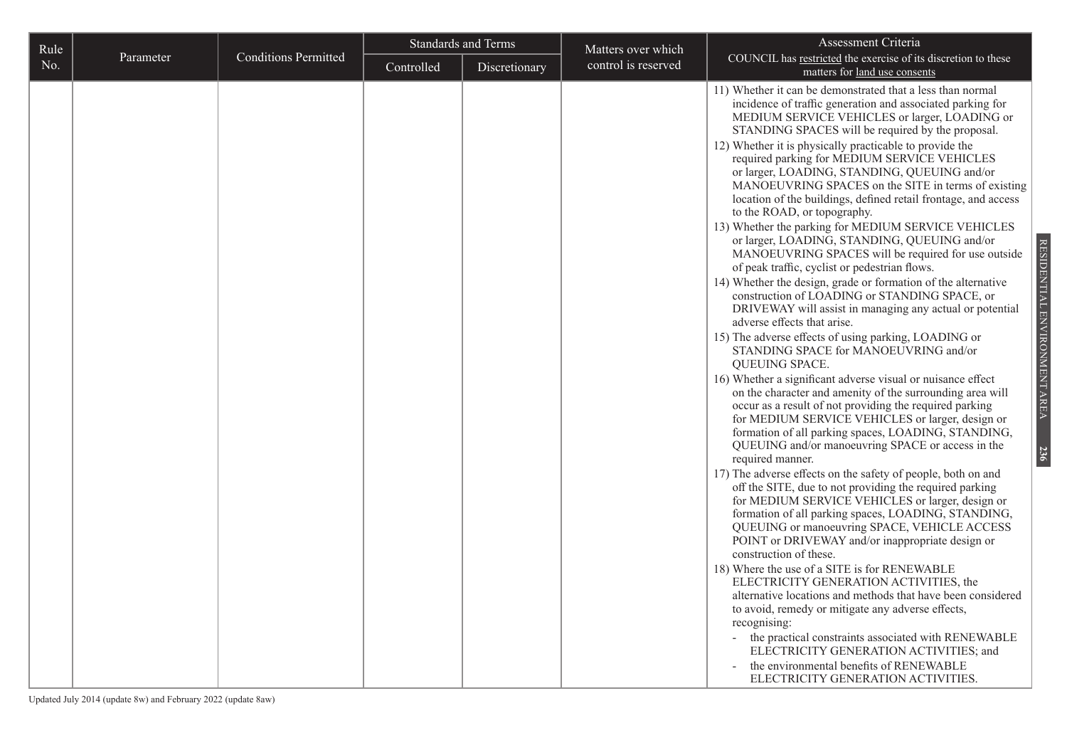| Rule No. | Parameter | Conditions Permitted | Standards and Terms | | Matters over which control is reserved | Assessment Criteria<br>COUNCIL has restricted the exercise of its discretion to these matters for land use consents |
|---|---|---|---|---|---|---|
| | | | Controlled | Discretionary | | |
| | | | | | | 11) Whether it can be demonstrated that a less than normal incidence of traffic generation and associated parking for MEDIUM SERVICE VEHICLES or larger, LOADING or STANDING SPACES will be required by the proposal.<br>12) Whether it is physically practicable to provide the required parking for MEDIUM SERVICE VEHICLES or larger, LOADING, STANDING, QUEUING and/or MANOEUVRING SPACES on the SITE in terms of existing location of the buildings, defined retail frontage, and access to the ROAD, or topography.<br>13) Whether the parking for MEDIUM SERVICE VEHICLES or larger, LOADING, STANDING, QUEUING and/or MANOEUVRING SPACES will be required for use outside of peak traffic, cyclist or pedestrian flows.<br>14) Whether the design, grade or formation of the alternative construction of LOADING or STANDING SPACE, or DRIVEWAY will assist in managing any actual or potential adverse effects that arise.<br>15) The adverse effects of using parking, LOADING or STANDING SPACE for MANOEUVRING and/or QUEUING SPACE.<br>16) Whether a significant adverse visual or nuisance effect on the character and amenity of the surrounding area will occur as a result of not providing the required parking for MEDIUM SERVICE VEHICLES or larger, design or formation of all parking spaces, LOADING, STANDING, QUEUING and/or manoeuvring SPACE or access in the required manner.<br>17) The adverse effects on the safety of people, both on and off the SITE, due to not providing the required parking for MEDIUM SERVICE VEHICLES or larger, design or formation of all parking spaces, LOADING, STANDING, QUEUING or manoeuvring SPACE, VEHICLE ACCESS POINT or DRIVEWAY and/or inappropriate design or construction of these.<br>18) Where the use of a SITE is for RENEWABLE ELECTRICITY GENERATION ACTIVITIES, the alternative locations and methods that have been considered to avoid, remedy or mitigate any adverse effects, recognising:<br>- the practical constraints associated with RENEWABLE ELECTRICITY GENERATION ACTIVITIES; and<br>- the environmental benefits of RENEWABLE ELECTRICITY GENERATION ACTIVITIES. |

Updated July 2014 (update 8w) and February 2022 (update 8aw)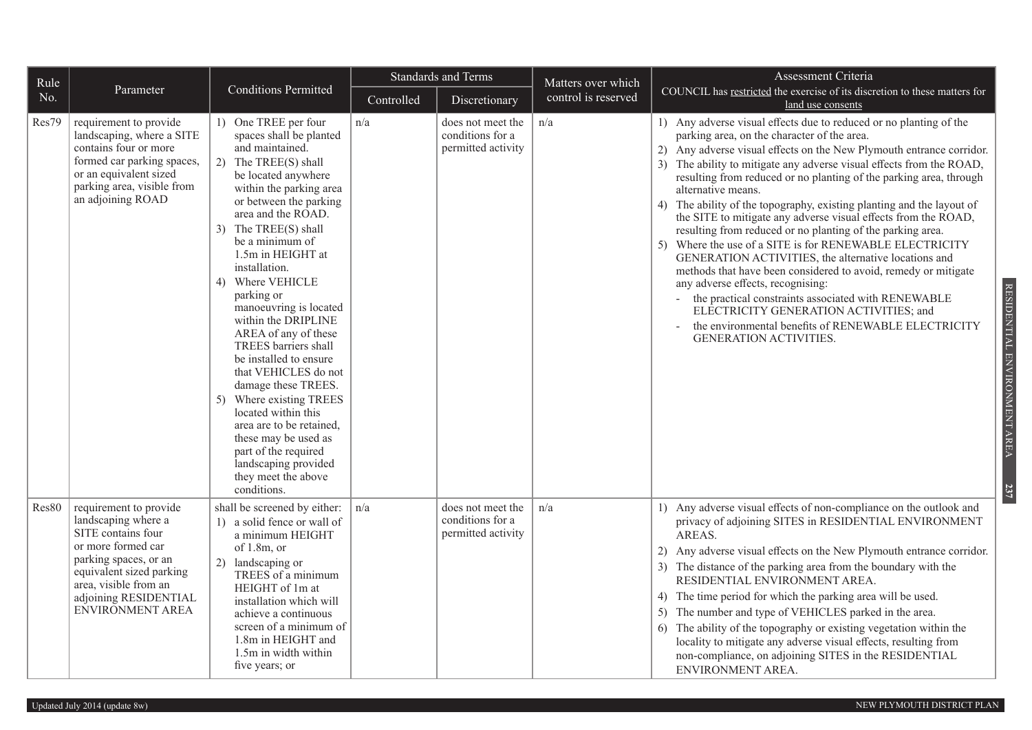| Rule No. | Parameter | Conditions Permitted | Standards and Terms | | Matters over which control is reserved | Assessment Criteria COUNCIL has restricted the exercise of its discretion to these matters for land use consents |
|---|---|---|---|---|---|---|
| | | | Controlled | Discretionary | | |
| Res79 | requirement to provide landscaping, where a SITE contains four or more formed car parking spaces, or an equivalent sized parking area, visible from an adjoining ROAD | 1) One TREE per four spaces shall be planted and maintained.<br>2) The TREE(S) shall be located anywhere within the parking area or between the parking area and the ROAD.<br>3) The TREE(S) shall be a minimum of 1.5m in HEIGHT at installation.<br>4) Where VEHICLE parking or manoeuvring is located within the DRIPLINE AREA of any of these TREES barriers shall be installed to ensure that VEHICLES do not damage these TREES.<br>5) Where existing TREES located within this area are to be retained, these may be used as part of the required landscaping provided they meet the above conditions. | n/a | does not meet the conditions for a permitted activity | n/a | 1) Any adverse visual effects due to reduced or no planting of the parking area, on the character of the area.<br>2) Any adverse visual effects on the New Plymouth entrance corridor.<br>3) The ability to mitigate any adverse visual effects from the ROAD, resulting from reduced or no planting of the parking area, through alternative means.<br>4) The ability of the topography, existing planting and the layout of the SITE to mitigate any adverse visual effects from the ROAD, resulting from reduced or no planting of the parking area.<br>5) Where the use of a SITE is for RENEWABLE ELECTRICITY GENERATION ACTIVITIES, the alternative locations and methods that have been considered to avoid, remedy or mitigate any adverse effects, recognising:<br>- the practical constraints associated with RENEWABLE ELECTRICITY GENERATION ACTIVITIES; and<br>- the environmental benefits of RENEWABLE ELECTRICITY GENERATION ACTIVITIES. |
| Res80 | requirement to provide landscaping where a SITE contains four or more formed car parking spaces, or an equivalent sized parking area, visible from an adjoining RESIDENTIAL ENVIRONMENT AREA | shall be screened by either:<br>1) a solid fence or wall of a minimum HEIGHT of 1.8m, or<br>2) landscaping or TREES of a minimum HEIGHT of 1m at installation which will achieve a continuous screen of a minimum of 1.8m in HEIGHT and 1.5m in width within five years; or | n/a | does not meet the conditions for a permitted activity | n/a | 1) Any adverse visual effects of non-compliance on the outlook and privacy of adjoining SITES in RESIDENTIAL ENVIRONMENT AREAS.<br>2) Any adverse visual effects on the New Plymouth entrance corridor.<br>3) The distance of the parking area from the boundary with the RESIDENTIAL ENVIRONMENT AREA.<br>4) The time period for which the parking area will be used.<br>5) The number and type of VEHICLES parked in the area.<br>6) The ability of the topography or existing vegetation within the locality to mitigate any adverse visual effects, resulting from non-compliance, on adjoining SITES in the RESIDENTIAL ENVIRONMENT AREA. |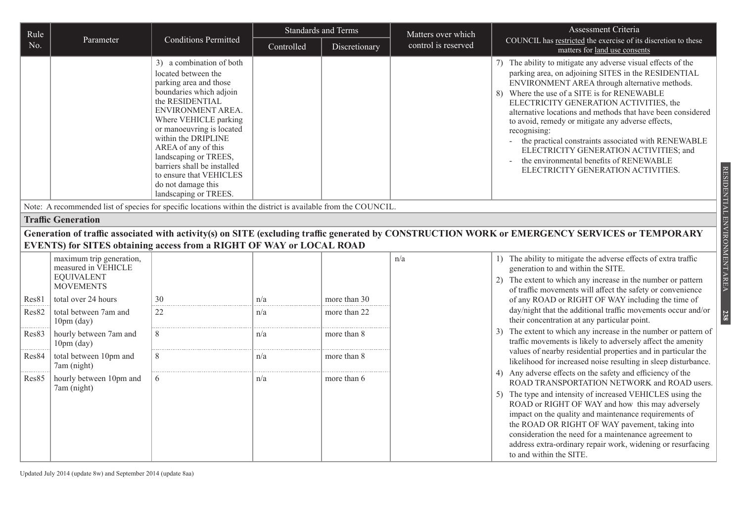| Rule No. | Parameter | Conditions Permitted | Standards and Terms | | Matters over which control is reserved | Assessment Criteria<br>COUNCIL has restricted the exercise of its discretion to these matters for land use consents |
|---|---|---|---|---|---|---|
| | | | Controlled | Discretionary | | |
| | | 3) a combination of both located between the parking area and those boundaries which adjoin the RESIDENTIAL ENVIRONMENT AREA. Where VEHICLE parking or manoeuvring is located within the DRIPLINE AREA of any of this landscaping or TREES, barriers shall be installed to ensure that VEHICLES do not damage this landscaping or TREES. | | | | 7) The ability to mitigate any adverse visual effects of the parking area, on adjoining SITES in the RESIDENTIAL ENVIRONMENT AREA through alternative methods.<br>8) Where the use of a SITE is for RENEWABLE ELECTRICITY GENERATION ACTIVITIES, the alternative locations and methods that have been considered to avoid, remedy or mitigate any adverse effects, recognising:<br>- the practical constraints associated with RENEWABLE ELECTRICITY GENERATION ACTIVITIES; and<br>- the environmental benefits of RENEWABLE ELECTRICITY GENERATION ACTIVITIES. |
| Note: A recommended list of species for specific locations within the district is available from the COUNCIL. | | | | | | |
| **Traffic Generation** | | | | | | |
| **Generation of traffic associated with activity(s) on SITE (excluding traffic generated by CONSTRUCTION WORK or EMERGENCY SERVICES or TEMPORARY EVENTS) for SITES obtaining access from a RIGHT OF WAY or LOCAL ROAD** | | | | | | |
| | maximum trip generation, measured in VEHICLE EQUIVALENT MOVEMENTS | | | | n/a | 1) The ability to mitigate the adverse effects of extra traffic generation to and within the SITE.<br>2) The extent to which any increase in the number or pattern of traffic movements will affect the safety or convenience of any ROAD or RIGHT OF WAY including the time of day/night that the additional traffic movements occur and/or their concentration at any particular point.<br>3) The extent to which any increase in the number or pattern of traffic movements is likely to adversely affect the amenity values of nearby residential properties and in particular the likelihood for increased noise resulting in sleep disturbance.<br>4) Any adverse effects on the safety and efficiency of the ROAD TRANSPORTATION NETWORK and ROAD users.<br>5) The type and intensity of increased VEHICLES using the ROAD or RIGHT OF WAY and how this may adversely impact on the quality and maintenance requirements of the ROAD OR RIGHT OF WAY pavement, taking into consideration the need for a maintenance agreement to address extra-ordinary repair work, widening or resurfacing to and within the SITE. |
| Res81 | total over 24 hours | 30 | n/a | more than 30 | | |
| Res82 | total between 7am and 10pm (day) | 22 | n/a | more than 22 | | |
| Res83 | hourly between 7am and 10pm (day) | 8 | n/a | more than 8 | | |
| Res84 | total between 10pm and 7am (night) | 8 | n/a | more than 8 | | |
| Res85 | hourly between 10pm and 7am (night) | 6 | n/a | more than 6 | | |

Updated July 2014 (update 8w) and September 2014 (update 8aa)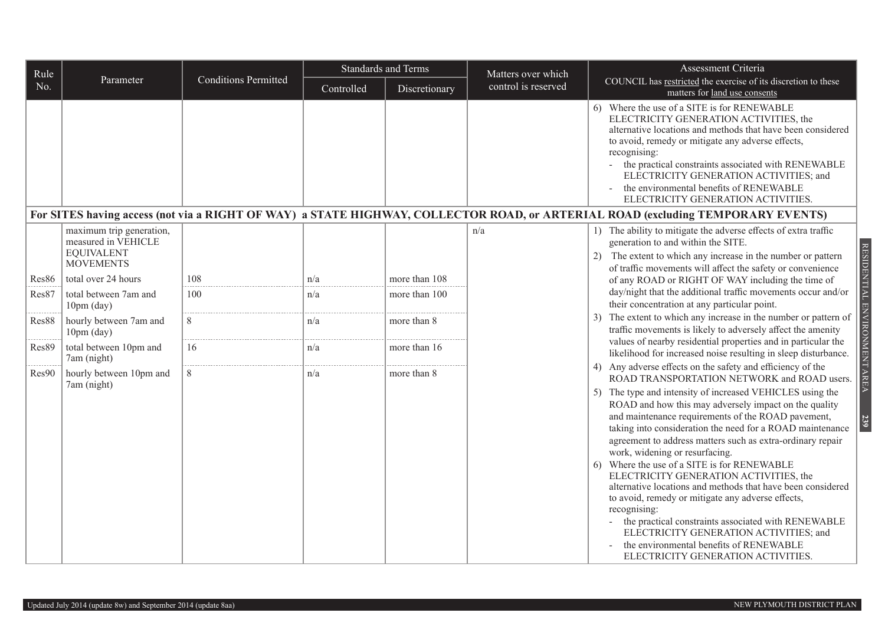| Rule No. | Parameter | Conditions Permitted | Standards and Terms | | Matters over which control is reserved | Assessment Criteria COUNCIL has restricted the exercise of its discretion to these matters for land use consents |
|---|---|---|---|---|---|---|
| | | | Controlled | Discretionary | | |
| | | | | | | 6) Where the use of a SITE is for RENEWABLE ELECTRICITY GENERATION ACTIVITIES, the alternative locations and methods that have been considered to avoid, remedy or mitigate any adverse effects, recognising:<br>- the practical constraints associated with RENEWABLE ELECTRICITY GENERATION ACTIVITIES; and<br>- the environmental benefits of RENEWABLE ELECTRICITY GENERATION ACTIVITIES. |
| **For SITES having access (not via a RIGHT OF WAY) a STATE HIGHWAY, COLLECTOR ROAD, or ARTERIAL ROAD (excluding TEMPORARY EVENTS)** | | | | | | |
| | maximum trip generation, measured in VEHICLE EQUIVALENT MOVEMENTS | | | | n/a | 1) The ability to mitigate the adverse effects of extra traffic generation to and within the SITE.<br>2) The extent to which any increase in the number or pattern of traffic movements will affect the safety or convenience of any ROAD or RIGHT OF WAY including the time of day/night that the additional traffic movements occur and/or their concentration at any particular point.<br>3) The extent to which any increase in the number or pattern of traffic movements is likely to adversely affect the amenity values of nearby residential properties and in particular the likelihood for increased noise resulting in sleep disturbance.<br>4) Any adverse effects on the safety and efficiency of the ROAD TRANSPORTATION NETWORK and ROAD users.<br>5) The type and intensity of increased VEHICLES using the ROAD and how this may adversely impact on the quality and maintenance requirements of the ROAD pavement, taking into consideration the need for a ROAD maintenance agreement to address matters such as extra-ordinary repair work, widening or resurfacing.<br>6) Where the use of a SITE is for RENEWABLE ELECTRICITY GENERATION ACTIVITIES, the alternative locations and methods that have been considered to avoid, remedy or mitigate any adverse effects, recognising:<br>- the practical constraints associated with RENEWABLE ELECTRICITY GENERATION ACTIVITIES; and<br>- the environmental benefits of RENEWABLE ELECTRICITY GENERATION ACTIVITIES. |
| Res86 | total over 24 hours | 108 | n/a | more than 108 | | |
| Res87 | total between 7am and 10pm (day) | 100 | n/a | more than 100 | | |
| Res88 | hourly between 7am and 10pm (day) | 8 | n/a | more than 8 | | |
| Res89 | total between 10pm and 7am (night) | 16 | n/a | more than 16 | | |
| Res90 | hourly between 10pm and 7am (night) | 8 | n/a | more than 8 | | |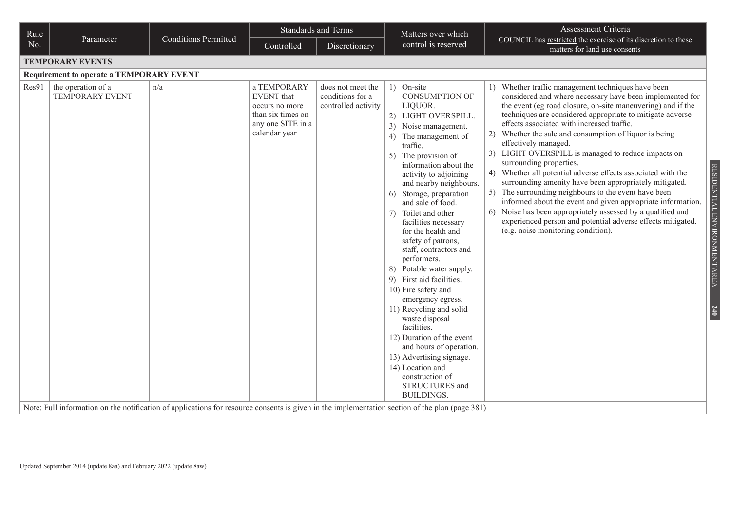| Rule No. | Parameter | Conditions Permitted | Standards and Terms | | Matters over which control is reserved | Assessment Criteria COUNCIL has restricted the exercise of its discretion to these matters for land use consents |
|---|---|---|---|---|---|---|
| | | | Controlled | Discretionary | | |
| **TEMPORARY EVENTS** | | | | | | |
| **Requirement to operate a TEMPORARY EVENT** | | | | | | |
| Res91 | the operation of a TEMPORARY EVENT | n/a | a TEMPORARY EVENT that occurs no more than six times on any one SITE in a calendar year | does not meet the conditions for a controlled activity | 1) On-site CONSUMPTION OF LIQUOR.<br>2) LIGHT OVERSPILL.<br>3) Noise management.<br>4) The management of traffic.<br>5) The provision of information about the activity to adjoining and nearby neighbours.<br>6) Storage, preparation and sale of food.<br>7) Toilet and other facilities necessary for the health and safety of patrons, staff, contractors and performers.<br>8) Potable water supply.<br>9) First aid facilities.<br>10) Fire safety and emergency egress.<br>11) Recycling and solid waste disposal facilities.<br>12) Duration of the event and hours of operation.<br>13) Advertising signage.<br>14) Location and construction of STRUCTURES and BUILDINGS. | 1) Whether traffic management techniques have been considered and where necessary have been implemented for the event (eg road closure, on-site maneuvering) and if the techniques are considered appropriate to mitigate adverse effects associated with increased traffic.<br>2) Whether the sale and consumption of liquor is being effectively managed.<br>3) LIGHT OVERSPILL is managed to reduce impacts on surrounding properties.<br>4) Whether all potential adverse effects associated with the surrounding amenity have been appropriately mitigated.<br>5) The surrounding neighbours to the event have been informed about the event and given appropriate information.<br>6) Noise has been appropriately assessed by a qualified and experienced person and potential adverse effects mitigated. (e.g. noise monitoring condition). |

Note: Full information on the notification of applications for resource consents is given in the implementation section of the plan (page 381)

Updated September 2014 (update 8aa) and February 2022 (update 8aw)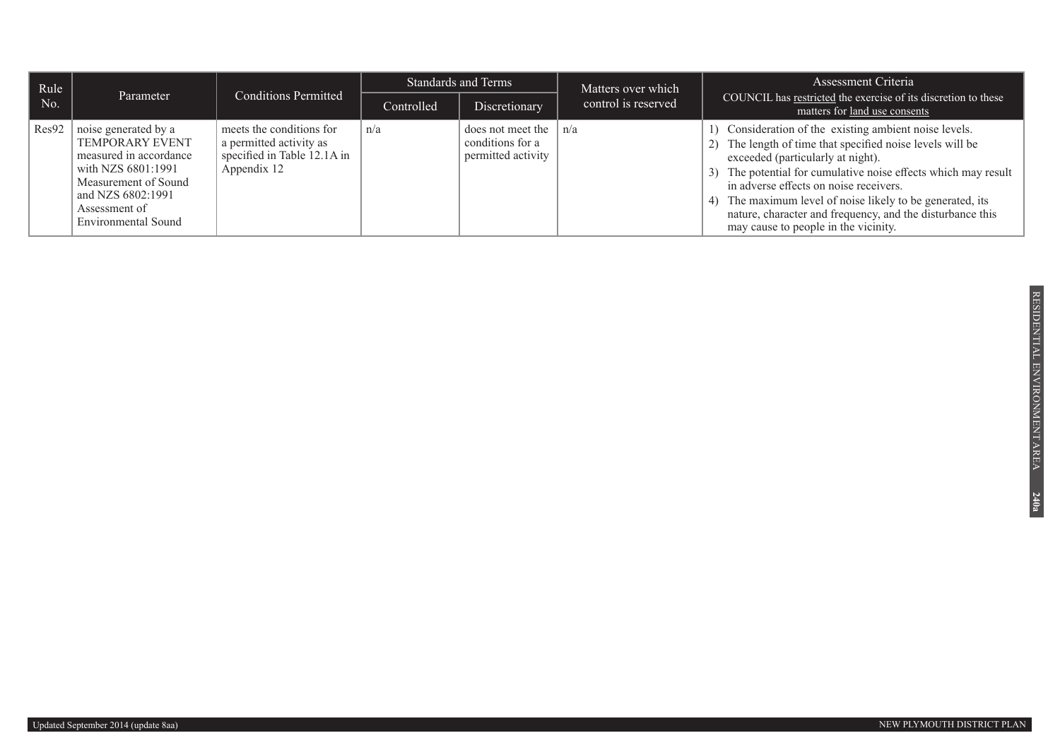| Rule No. | Parameter | Conditions Permitted | Standards and Terms | | Matters over which control is reserved | Assessment Criteria COUNCIL has restricted the exercise of its discretion to these matters for land use consents |
|---|---|---|---|---|---|---|
| | | | Controlled | Discretionary | | |
| Res92 | noise generated by a TEMPORARY EVENT measured in accordance with NZS 6801:1991 Measurement of Sound and NZS 6802:1991 Assessment of Environmental Sound | meets the conditions for a permitted activity as specified in Table 12.1A in Appendix 12 | n/a | does not meet the conditions for a permitted activity | n/a | 1) Consideration of the existing ambient noise levels.<br>2) The length of time that specified noise levels will be exceeded (particularly at night).<br>3) The potential for cumulative noise effects which may result in adverse effects on noise receivers.<br>4) The maximum level of noise likely to be generated, its nature, character and frequency, and the disturbance this may cause to people in the vicinity. |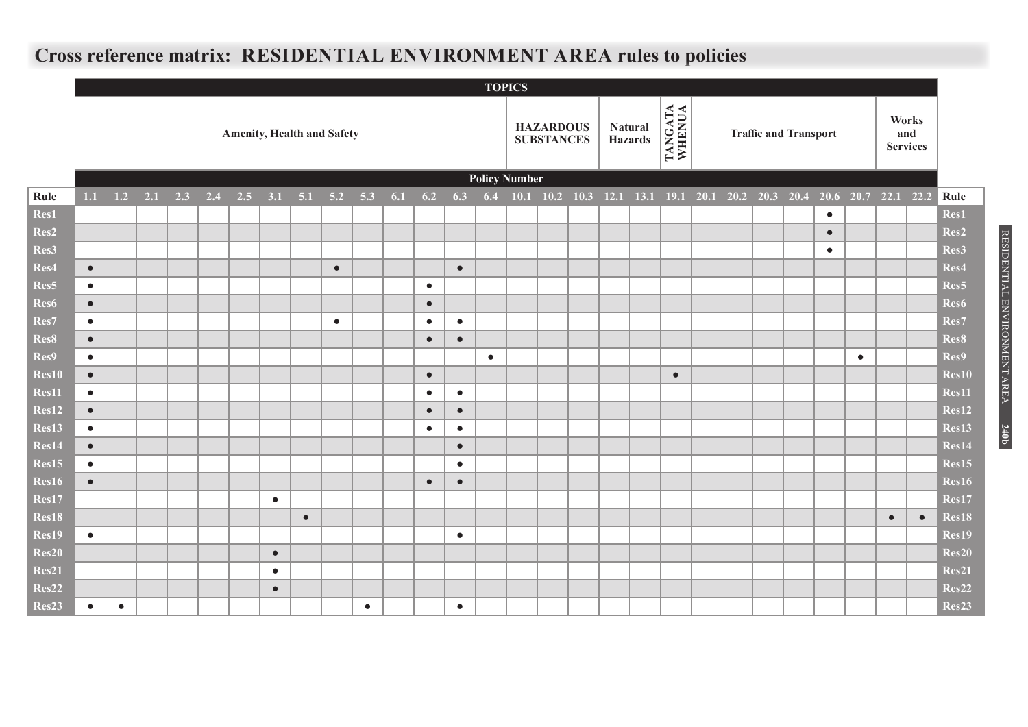# Cross reference matrix: RESIDENTIAL ENVIRONMENT AREA rules to policies

| | TOPICS | | | | | | | | | | | | | | | | | | | | | | | | | | | | |
|---|---|---|---|---|---|---|---|---|---|---|---|---|---|---|---|---|---|---|---|---|---|---|---|---|---|---|---|---|---|
| | Amenity, Health and Safety | | | | | | | | | | | | | | HAZARDOUS SUBSTANCES | | | Natural Hazards | | TANGATA WHENUA | Traffic and Transport | | | | | | Works and Services | | |
| | Policy Number | | | | | | | | | | | | | | | | | | | | | | | | | | | | |
| **Rule** | 1.1 | 1.2 | 2.1 | 2.3 | 2.4 | 2.5 | 3.1 | 5.1 | 5.2 | 5.3 | 6.1 | 6.2 | 6.3 | 6.4 | 10.1 | 10.2 | 10.3 | 12.1 | 13.1 | 19.1 | 20.1 | 20.2 | 20.3 | 20.4 | 20.6 | 20.7 | 22.1 | 22.2 | **Rule** |
| **Res1** | | | | | | | | | | | | | | | | | | | | | | | | | ● | | | | **Res1** |
| **Res2** | | | | | | | | | | | | | | | | | | | | | | | | | ● | | | | **Res2** |
| **Res3** | | | | | | | | | | | | | | | | | | | | | | | | | ● | | | | **Res3** |
| **Res4** | ● | | | | | | | | ● | | | | ● | | | | | | | | | | | | | | | | **Res4** |
| **Res5** | ● | | | | | | | | | | | ● | | | | | | | | | | | | | | | | | **Res5** |
| **Res6** | ● | | | | | | | | | | | ● | | | | | | | | | | | | | | | | | **Res6** |
| **Res7** | ● | | | | | | | | ● | | | ● | ● | | | | | | | | | | | | | | | | **Res7** |
| **Res8** | ● | | | | | | | | | | | ● | ● | | | | | | | | | | | | | | | | **Res8** |
| **Res9** | ● | | | | | | | | | | | | | ● | | | | | | | | | | | | ● | | | **Res9** |
| **Res10** | ● | | | | | | | | | | | ● | | | | | | | | ● | | | | | | | | | **Res10** |
| **Res11** | ● | | | | | | | | | | | ● | ● | | | | | | | | | | | | | | | | **Res11** |
| **Res12** | ● | | | | | | | | | | | ● | ● | | | | | | | | | | | | | | | | **Res12** |
| **Res13** | ● | | | | | | | | | | | ● | ● | | | | | | | | | | | | | | | | **Res13** |
| **Res14** | ● | | | | | | | | | | | | ● | | | | | | | | | | | | | | | | **Res14** |
| **Res15** | ● | | | | | | | | | | | | ● | | | | | | | | | | | | | | | | **Res15** |
| **Res16** | ● | | | | | | | | | | | ● | ● | | | | | | | | | | | | | | | | **Res16** |
| **Res17** | | | | | | | ● | | | | | | | | | | | | | | | | | | | | | | **Res17** |
| **Res18** | | | | | | | | ● | | | | | | | | | | | | | | | | | | | ● | ● | **Res18** |
| **Res19** | ● | | | | | | | | | | | | ● | | | | | | | | | | | | | | | | **Res19** |
| **Res20** | | | | | | | ● | | | | | | | | | | | | | | | | | | | | | | **Res20** |
| **Res21** | | | | | | | ● | | | | | | | | | | | | | | | | | | | | | | **Res21** |
| **Res22** | | | | | | | ● | | | | | | | | | | | | | | | | | | | | | | **Res22** |
| **Res23** | ● | ● | | | | | | | | ● | | | ● | | | | | | | | | | | | | | | | **Res23** |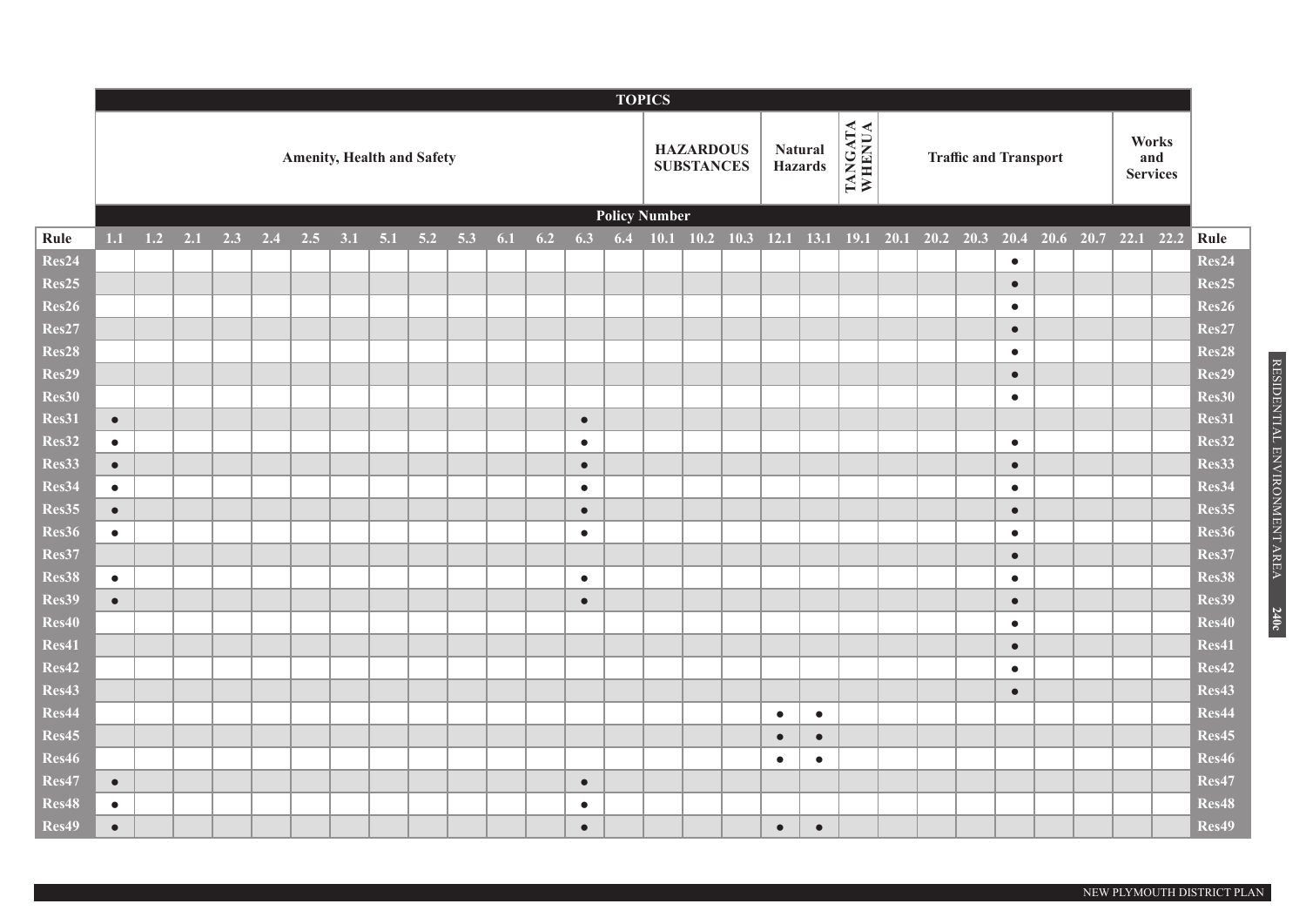| | TOPICS | | | | | | | | | | | | | | | | | | | | | | | | | | | | |
|---|---|---|---|---|---|---|---|---|---|---|---|---|---|---|---|---|---|---|---|---|---|---|---|---|---|---|---|---|---|
| | Amenity, Health and Safety | | | | | | | | | | | | | | HAZARDOUS SUBSTANCES | | | Natural Hazards | | TANGATA WHENUA | Traffic and Transport | | | | | | Works and Services | | |
| | Policy Number | | | | | | | | | | | | | | | | | | | | | | | | | | | | |
| Rule | 1.1 | 1.2 | 2.1 | 2.3 | 2.4 | 2.5 | 3.1 | 5.1 | 5.2 | 5.3 | 6.1 | 6.2 | 6.3 | 6.4 | 10.1 | 10.2 | 10.3 | 12.1 | 13.1 | 19.1 | 20.1 | 20.2 | 20.3 | 20.4 | 20.6 | 20.7 | 22.1 | 22.2 | Rule |
| Res24 | | | | | | | | | | | | | | | | | | | | | | | | ● | | | | | Res24 |
| Res25 | | | | | | | | | | | | | | | | | | | | | | | | ● | | | | | Res25 |
| Res26 | | | | | | | | | | | | | | | | | | | | | | | | ● | | | | | Res26 |
| Res27 | | | | | | | | | | | | | | | | | | | | | | | | ● | | | | | Res27 |
| Res28 | | | | | | | | | | | | | | | | | | | | | | | | ● | | | | | Res28 |
| Res29 | | | | | | | | | | | | | | | | | | | | | | | | ● | | | | | Res29 |
| Res30 | | | | | | | | | | | | | | | | | | | | | | | | ● | | | | | Res30 |
| Res31 | ● | | | | | | | | | | | | ● | | | | | | | | | | | | | | | | Res31 |
| Res32 | ● | | | | | | | | | | | | ● | | | | | | | | | | | ● | | | | | Res32 |
| Res33 | ● | | | | | | | | | | | | ● | | | | | | | | | | | ● | | | | | Res33 |
| Res34 | ● | | | | | | | | | | | | ● | | | | | | | | | | | ● | | | | | Res34 |
| Res35 | ● | | | | | | | | | | | | ● | | | | | | | | | | | ● | | | | | Res35 |
| Res36 | ● | | | | | | | | | | | | ● | | | | | | | | | | | ● | | | | | Res36 |
| Res37 | | | | | | | | | | | | | | | | | | | | | | | | ● | | | | | Res37 |
| Res38 | ● | | | | | | | | | | | | ● | | | | | | | | | | | ● | | | | | Res38 |
| Res39 | ● | | | | | | | | | | | | ● | | | | | | | | | | | ● | | | | | Res39 |
| Res40 | | | | | | | | | | | | | | | | | | | | | | | | ● | | | | | Res40 |
| Res41 | | | | | | | | | | | | | | | | | | | | | | | | ● | | | | | Res41 |
| Res42 | | | | | | | | | | | | | | | | | | | | | | | | ● | | | | | Res42 |
| Res43 | | | | | | | | | | | | | | | | | | | | | | | | ● | | | | | Res43 |
| Res44 | | | | | | | | | | | | | | | | | | ● | ● | | | | | | | | | | Res44 |
| Res45 | | | | | | | | | | | | | | | | | | ● | ● | | | | | | | | | | Res45 |
| Res46 | | | | | | | | | | | | | | | | | | ● | ● | | | | | | | | | | Res46 |
| Res47 | ● | | | | | | | | | | | | ● | | | | | | | | | | | | | | | | Res47 |
| Res48 | ● | | | | | | | | | | | | ● | | | | | | | | | | | | | | | | Res48 |
| Res49 | ● | | | | | | | | | | | | ● | | | | | ● | ● | | | | | | | | | | Res49 |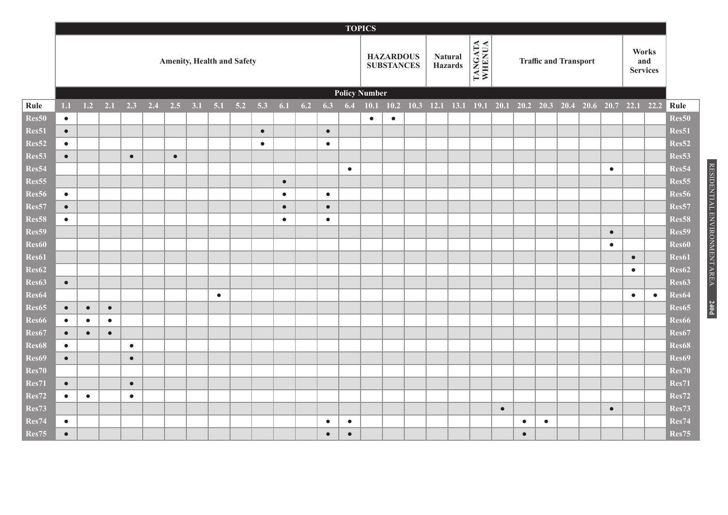| | TOPICS | | | | | | | | | | | | | | | | | | | | | | | | | | | |
|---|---|---|---|---|---|---|---|---|---|---|---|---|---|---|---|---|---|---|---|---|---|---|---|---|---|---|---|---|
| | Amenity, Health and Safety | | | | | | | | | | | | | | HAZARDOUS SUBSTANCES | | | Natural Hazards | | TANGATA WHENUA | Traffic and Transport | | | | | | Works and Services | |
| | Policy Number | | | | | | | | | | | | | | | | | | | | | | | | | | | |
| Rule | 1.1 | 1.2 | 2.1 | 2.3 | 2.4 | 2.5 | 3.1 | 5.1 | 5.2 | 5.3 | 6.1 | 6.2 | 6.3 | 6.4 | 10.1 | 10.2 | 10.3 | 12.1 | 13.1 | 19.1 | 20.1 | 20.2 | 20.3 | 20.4 | 20.6 | 20.7 | 22.1 | 22.2 |
| Res50 | ● | | | | | | | | | | | | | | ● | ● | | | | | | | | | | | | |
| Res51 | ● | | | | | | | | | ● | | | ● | | | | | | | | | | | | | | | |
| Res52 | ● | | | | | | | | | ● | | | ● | | | | | | | | | | | | | | | |
| Res53 | ● | | | ● | | ● | | | | | | | | | | | | | | | | | | | | | | |
| Res54 | | | | | | | | | | | | | | ● | | | | | | | | | | | | ● | | |
| Res55 | | | | | | | | | | | ● | | | | | | | | | | | | | | | | | |
| Res56 | ● | | | | | | | | | | ● | | ● | | | | | | | | | | | | | | | |
| Res57 | ● | | | | | | | | | | ● | | ● | | | | | | | | | | | | | | | |
| Res58 | ● | | | | | | | | | | ● | | ● | | | | | | | | | | | | | | | |
| Res59 | | | | | | | | | | | | | | | | | | | | | | | | | | ● | | |
| Res60 | | | | | | | | | | | | | | | | | | | | | | | | | | ● | | |
| Res61 | | | | | | | | | | | | | | | | | | | | | | | | | | | ● | |
| Res62 | | | | | | | | | | | | | | | | | | | | | | | | | | | ● | |
| Res63 | ● | | | | | | | | | | | | | | | | | | | | | | | | | | | |
| Res64 | | | | | | | | ● | | | | | | | | | | | | | | | | | | | ● | ● |
| Res65 | ● | ● | ● | | | | | | | | | | | | | | | | | | | | | | | | | |
| Res66 | ● | ● | ● | | | | | | | | | | | | | | | | | | | | | | | | | |
| Res67 | ● | ● | ● | | | | | | | | | | | | | | | | | | | | | | | | | |
| Res68 | ● | | | ● | | | | | | | | | | | | | | | | | | | | | | | | |
| Res69 | ● | | | ● | | | | | | | | | | | | | | | | | | | | | | | | |
| Res70 | | | | | | | | | | | | | | | | | | | | | | | | | | | | |
| Res71 | ● | | | ● | | | | | | | | | | | | | | | | | | | | | | | | |
| Res72 | ● | ● | | ● | | | | | | | | | | | | | | | | | | | | | | | | |
| Res73 | | | | | | | | | | | | | | | | | | | | | ● | | | | | ● | | |
| Res74 | ● | | | | | | | | | | | | ● | ● | | | | | | | | ● | ● | | | | | |
| Res75 | ● | | | | | | | | | | | | ● | ● | | | | | | | | ● | | | | | | |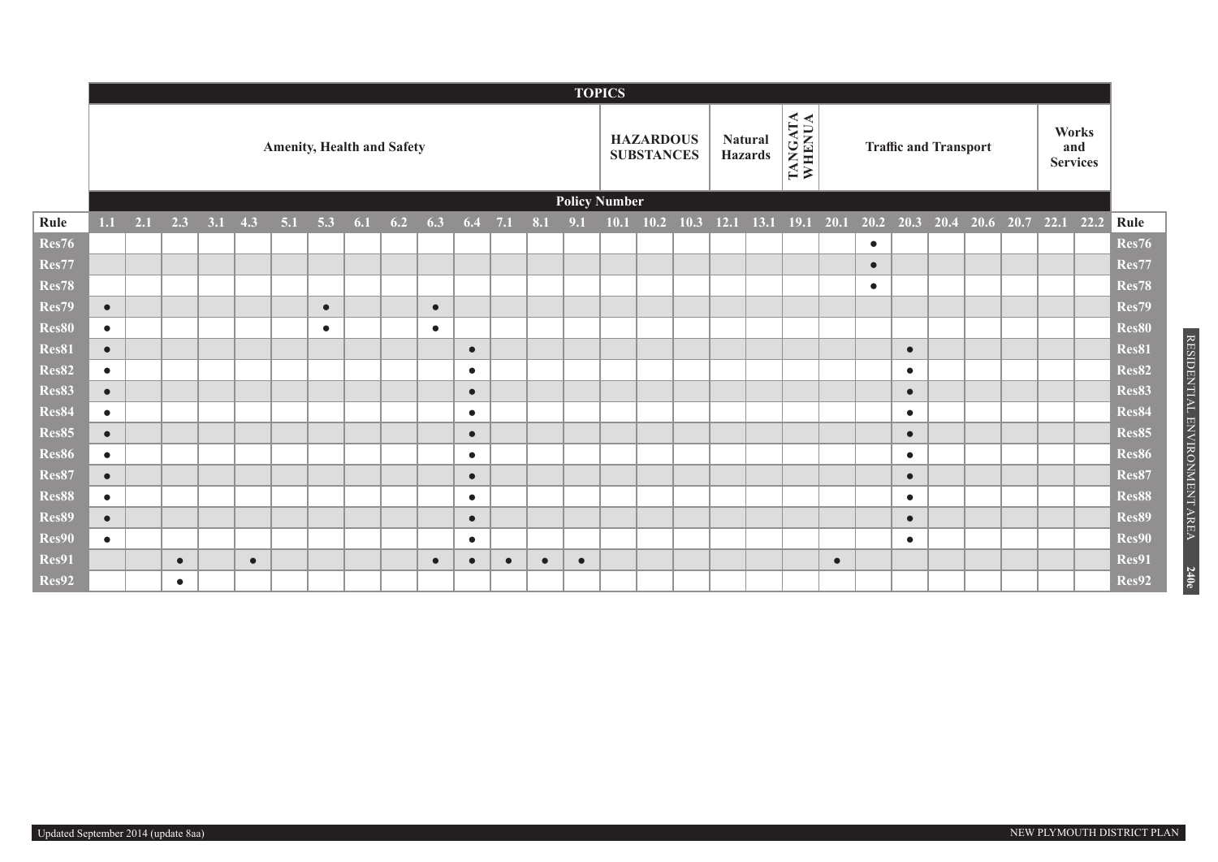| | TOPICS | | | | | | | | | | | | | | | | | | | | | | | | | | | | |
|---|---|---|---|---|---|---|---|---|---|---|---|---|---|---|---|---|---|---|---|---|---|---|---|---|---|---|---|---|---|
| | Amenity, Health and Safety | | | | | | | | | | | | | | HAZARDOUS SUBSTANCES | | | Natural Hazards | | TANGATA WHENUA | Traffic and Transport | | | | | | Works and Services | | |
| | Policy Number | | | | | | | | | | | | | | | | | | | | | | | | | | | | |
| Rule | 1.1 | 2.1 | 2.3 | 3.1 | 4.3 | 5.1 | 5.3 | 6.1 | 6.2 | 6.3 | 6.4 | 7.1 | 8.1 | 9.1 | 10.1 | 10.2 | 10.3 | 12.1 | 13.1 | 19.1 | 20.1 | 20.2 | 20.3 | 20.4 | 20.6 | 20.7 | 22.1 | 22.2 | Rule |
| Res76 | | | | | | | | | | | | | | | | | | | | | | ● | | | | | | | Res76 |
| Res77 | | | | | | | | | | | | | | | | | | | | | | ● | | | | | | | Res77 |
| Res78 | | | | | | | | | | | | | | | | | | | | | | ● | | | | | | | Res78 |
| Res79 | ● | | | | | | ● | | | ● | | | | | | | | | | | | | | | | | | | Res79 |
| Res80 | ● | | | | | | ● | | | ● | | | | | | | | | | | | | | | | | | | Res80 |
| Res81 | ● | | | | | | | | | | ● | | | | | | | | | | | | ● | | | | | | Res81 |
| Res82 | ● | | | | | | | | | | ● | | | | | | | | | | | | ● | | | | | | Res82 |
| Res83 | ● | | | | | | | | | | ● | | | | | | | | | | | | ● | | | | | | Res83 |
| Res84 | ● | | | | | | | | | | ● | | | | | | | | | | | | ● | | | | | | Res84 |
| Res85 | ● | | | | | | | | | | ● | | | | | | | | | | | | ● | | | | | | Res85 |
| Res86 | ● | | | | | | | | | | ● | | | | | | | | | | | | ● | | | | | | Res86 |
| Res87 | ● | | | | | | | | | | ● | | | | | | | | | | | | ● | | | | | | Res87 |
| Res88 | ● | | | | | | | | | | ● | | | | | | | | | | | | ● | | | | | | Res88 |
| Res89 | ● | | | | | | | | | | ● | | | | | | | | | | | | ● | | | | | | Res89 |
| Res90 | ● | | | | | | | | | | ● | | | | | | | | | | | | ● | | | | | | Res90 |
| Res91 | | | ● | | ● | | | | | ● | ● | ● | ● | ● | | | | | | | ● | | | | | | | | Res91 |
| Res92 | | | ● | | | | | | | | | | | | | | | | | | | | | | | | | | Res92 |